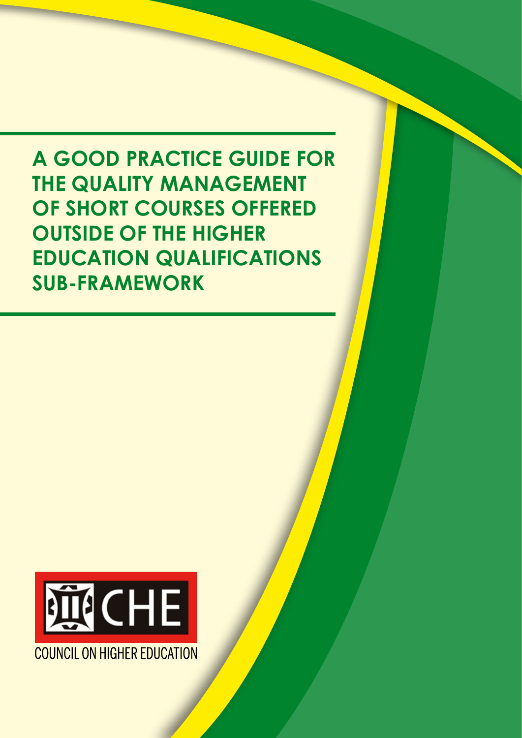# A GOOD PRACTICE GUIDE FOR THE QUALITY MANAGEMENT OF SHORT COURSES OFFERED OUTSIDE OF THE HIGHER EDUCATION QUALIFICATIONS SUB-FRAMEWORK

CHE

COUNCIL ON HIGHER EDUCATION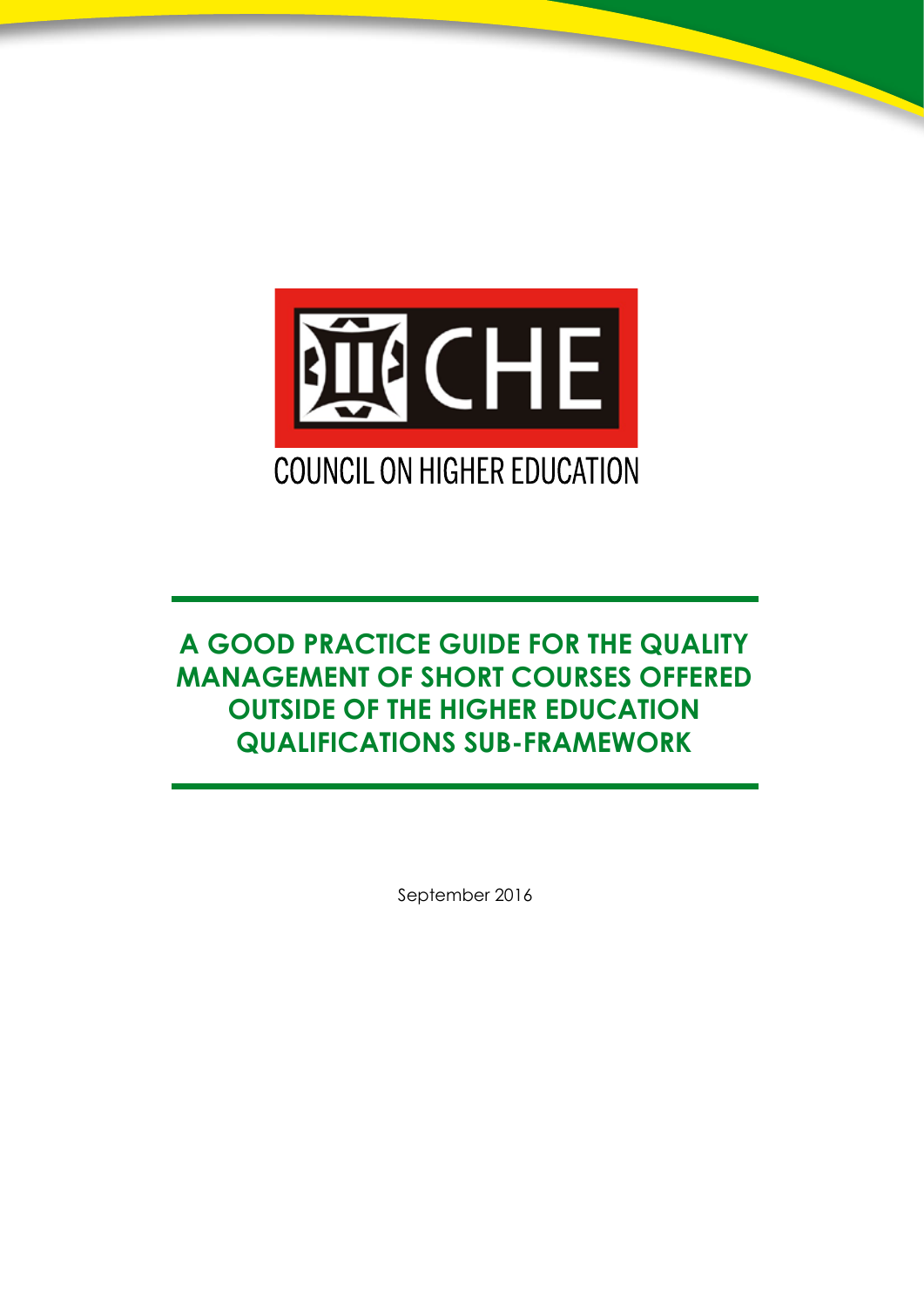CHE

COUNCIL ON HIGHER EDUCATION

# A GOOD PRACTICE GUIDE FOR THE QUALITY MANAGEMENT OF SHORT COURSES OFFERED OUTSIDE OF THE HIGHER EDUCATION QUALIFICATIONS SUB-FRAMEWORK

September 2016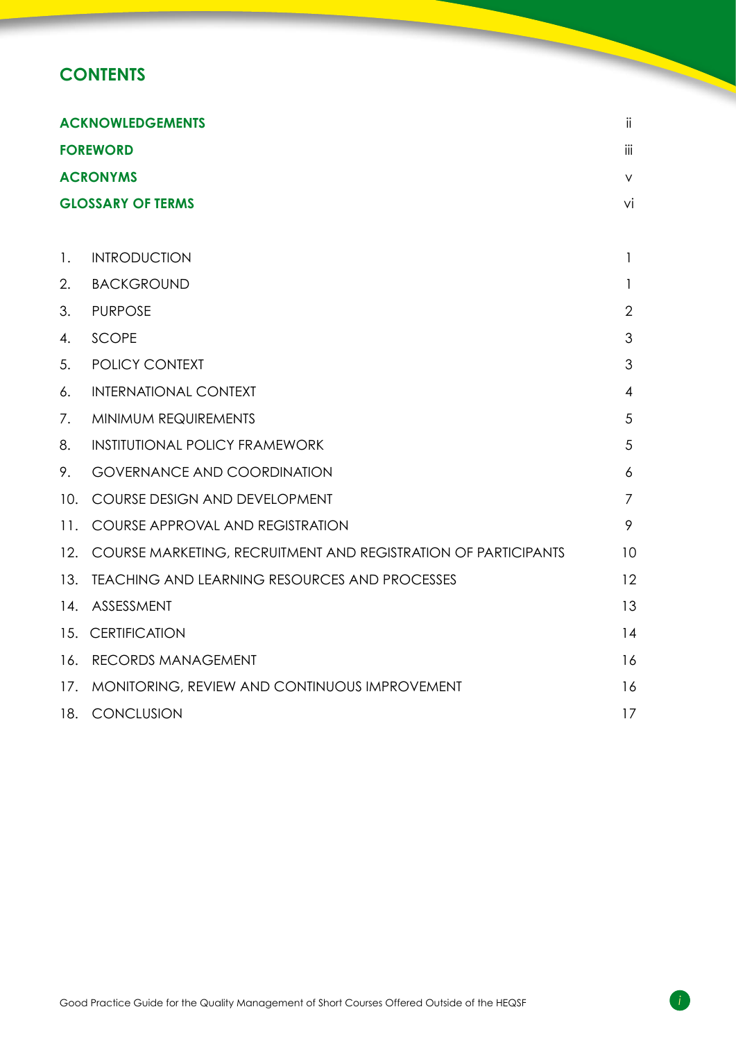## CONTENTS

| | |
|---|---|
| **ACKNOWLEDGEMENTS** | ii |
| **FOREWORD** | iii |
| **ACRONYMS** | v |
| **GLOSSARY OF TERMS** | vi |
| 1. INTRODUCTION | 1 |
| 2. BACKGROUND | 1 |
| 3. PURPOSE | 2 |
| 4. SCOPE | 3 |
| 5. POLICY CONTEXT | 3 |
| 6. INTERNATIONAL CONTEXT | 4 |
| 7. MINIMUM REQUIREMENTS | 5 |
| 8. INSTITUTIONAL POLICY FRAMEWORK | 5 |
| 9. GOVERNANCE AND COORDINATION | 6 |
| 10. COURSE DESIGN AND DEVELOPMENT | 7 |
| 11. COURSE APPROVAL AND REGISTRATION | 9 |
| 12. COURSE MARKETING, RECRUITMENT AND REGISTRATION OF PARTICIPANTS | 10 |
| 13. TEACHING AND LEARNING RESOURCES AND PROCESSES | 12 |
| 14. ASSESSMENT | 13 |
| 15. CERTIFICATION | 14 |
| 16. RECORDS MANAGEMENT | 16 |
| 17. MONITORING, REVIEW AND CONTINUOUS IMPROVEMENT | 16 |
| 18. CONCLUSION | 17 |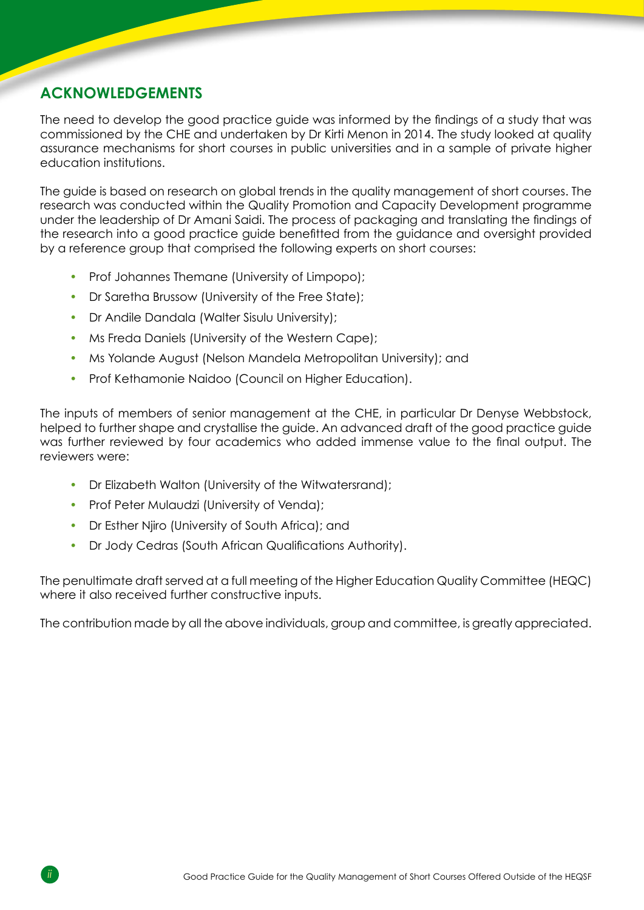## ACKNOWLEDGEMENTS

The need to develop the good practice guide was informed by the findings of a study that was commissioned by the CHE and undertaken by Dr Kirti Menon in 2014. The study looked at quality assurance mechanisms for short courses in public universities and in a sample of private higher education institutions.

The guide is based on research on global trends in the quality management of short courses. The research was conducted within the Quality Promotion and Capacity Development programme under the leadership of Dr Amani Saidi. The process of packaging and translating the findings of the research into a good practice guide benefitted from the guidance and oversight provided by a reference group that comprised the following experts on short courses:

- Prof Johannes Themane (University of Limpopo);
- Dr Saretha Brussow (University of the Free State);
- Dr Andile Dandala (Walter Sisulu University);
- Ms Freda Daniels (University of the Western Cape);
- Ms Yolande August (Nelson Mandela Metropolitan University); and
- Prof Kethamonie Naidoo (Council on Higher Education).

The inputs of members of senior management at the CHE, in particular Dr Denyse Webbstock, helped to further shape and crystallise the guide. An advanced draft of the good practice guide was further reviewed by four academics who added immense value to the final output. The reviewers were:

- Dr Elizabeth Walton (University of the Witwatersrand);
- Prof Peter Mulaudzi (University of Venda);
- Dr Esther Njiro (University of South Africa); and
- Dr Jody Cedras (South African Qualifications Authority).

The penultimate draft served at a full meeting of the Higher Education Quality Committee (HEQC) where it also received further constructive inputs.

The contribution made by all the above individuals, group and committee, is greatly appreciated.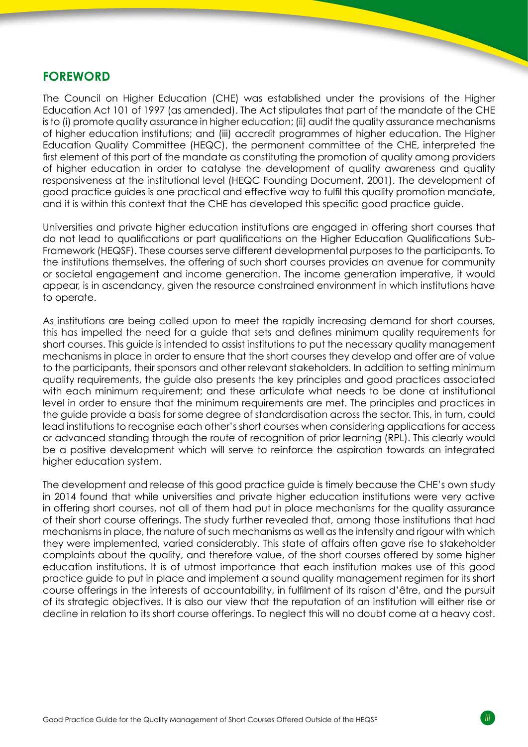## FOREWORD

The Council on Higher Education (CHE) was established under the provisions of the Higher Education Act 101 of 1997 (as amended). The Act stipulates that part of the mandate of the CHE is to (i) promote quality assurance in higher education; (ii) audit the quality assurance mechanisms of higher education institutions; and (iii) accredit programmes of higher education. The Higher Education Quality Committee (HEQC), the permanent committee of the CHE, interpreted the first element of this part of the mandate as constituting the promotion of quality among providers of higher education in order to catalyse the development of quality awareness and quality responsiveness at the institutional level (HEQC Founding Document, 2001). The development of good practice guides is one practical and effective way to fulfil this quality promotion mandate, and it is within this context that the CHE has developed this specific good practice guide.

Universities and private higher education institutions are engaged in offering short courses that do not lead to qualifications or part qualifications on the Higher Education Qualifications Sub-Framework (HEQSF). These courses serve different developmental purposes to the participants. To the institutions themselves, the offering of such short courses provides an avenue for community or societal engagement and income generation. The income generation imperative, it would appear, is in ascendancy, given the resource constrained environment in which institutions have to operate.

As institutions are being called upon to meet the rapidly increasing demand for short courses, this has impelled the need for a guide that sets and defines minimum quality requirements for short courses. This guide is intended to assist institutions to put the necessary quality management mechanisms in place in order to ensure that the short courses they develop and offer are of value to the participants, their sponsors and other relevant stakeholders. In addition to setting minimum quality requirements, the guide also presents the key principles and good practices associated with each minimum requirement; and these articulate what needs to be done at institutional level in order to ensure that the minimum requirements are met. The principles and practices in the guide provide a basis for some degree of standardisation across the sector. This, in turn, could lead institutions to recognise each other's short courses when considering applications for access or advanced standing through the route of recognition of prior learning (RPL). This clearly would be a positive development which will serve to reinforce the aspiration towards an integrated higher education system.

The development and release of this good practice guide is timely because the CHE's own study in 2014 found that while universities and private higher education institutions were very active in offering short courses, not all of them had put in place mechanisms for the quality assurance of their short course offerings. The study further revealed that, among those institutions that had mechanisms in place, the nature of such mechanisms as well as the intensity and rigour with which they were implemented, varied considerably. This state of affairs often gave rise to stakeholder complaints about the quality, and therefore value, of the short courses offered by some higher education institutions. It is of utmost importance that each institution makes use of this good practice guide to put in place and implement a sound quality management regimen for its short course offerings in the interests of accountability, in fulfilment of its raison d'être, and the pursuit of its strategic objectives. It is also our view that the reputation of an institution will either rise or decline in relation to its short course offerings. To neglect this will no doubt come at a heavy cost.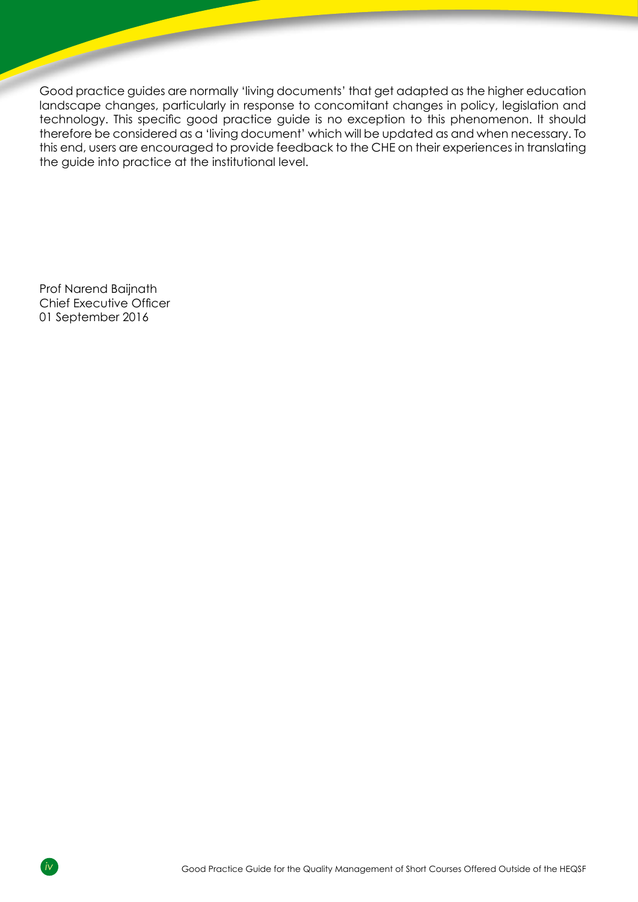Good practice guides are normally 'living documents' that get adapted as the higher education landscape changes, particularly in response to concomitant changes in policy, legislation and technology. This specific good practice guide is no exception to this phenomenon. It should therefore be considered as a 'living document' which will be updated as and when necessary. To this end, users are encouraged to provide feedback to the CHE on their experiences in translating the guide into practice at the institutional level.

Prof Narend Baijnath  
Chief Executive Officer  
01 September 2016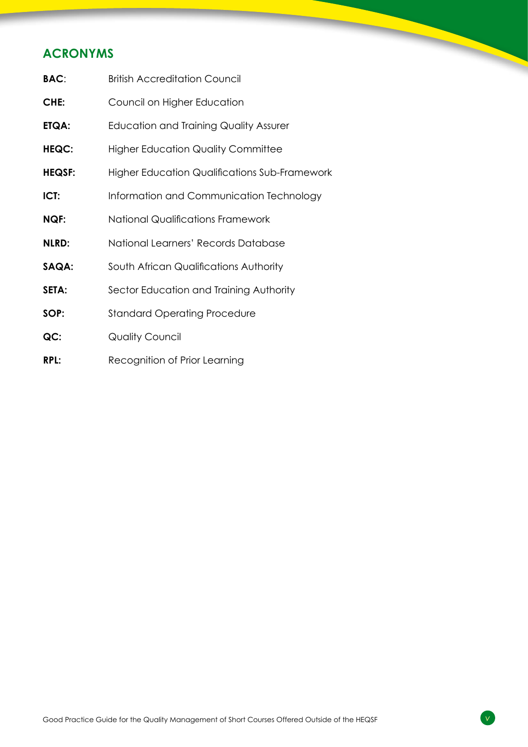## ACRONYMS

| | |
|---|---|
| **BAC**: | British Accreditation Council |
| **CHE:** | Council on Higher Education |
| **ETQA:** | Education and Training Quality Assurer |
| **HEQC:** | Higher Education Quality Committee |
| **HEQSF:** | Higher Education Qualifications Sub-Framework |
| **ICT:** | Information and Communication Technology |
| **NQF:** | National Qualifications Framework |
| **NLRD:** | National Learners' Records Database |
| **SAQA:** | South African Qualifications Authority |
| **SETA:** | Sector Education and Training Authority |
| **SOP:** | Standard Operating Procedure |
| **QC:** | Quality Council |
| **RPL:** | Recognition of Prior Learning |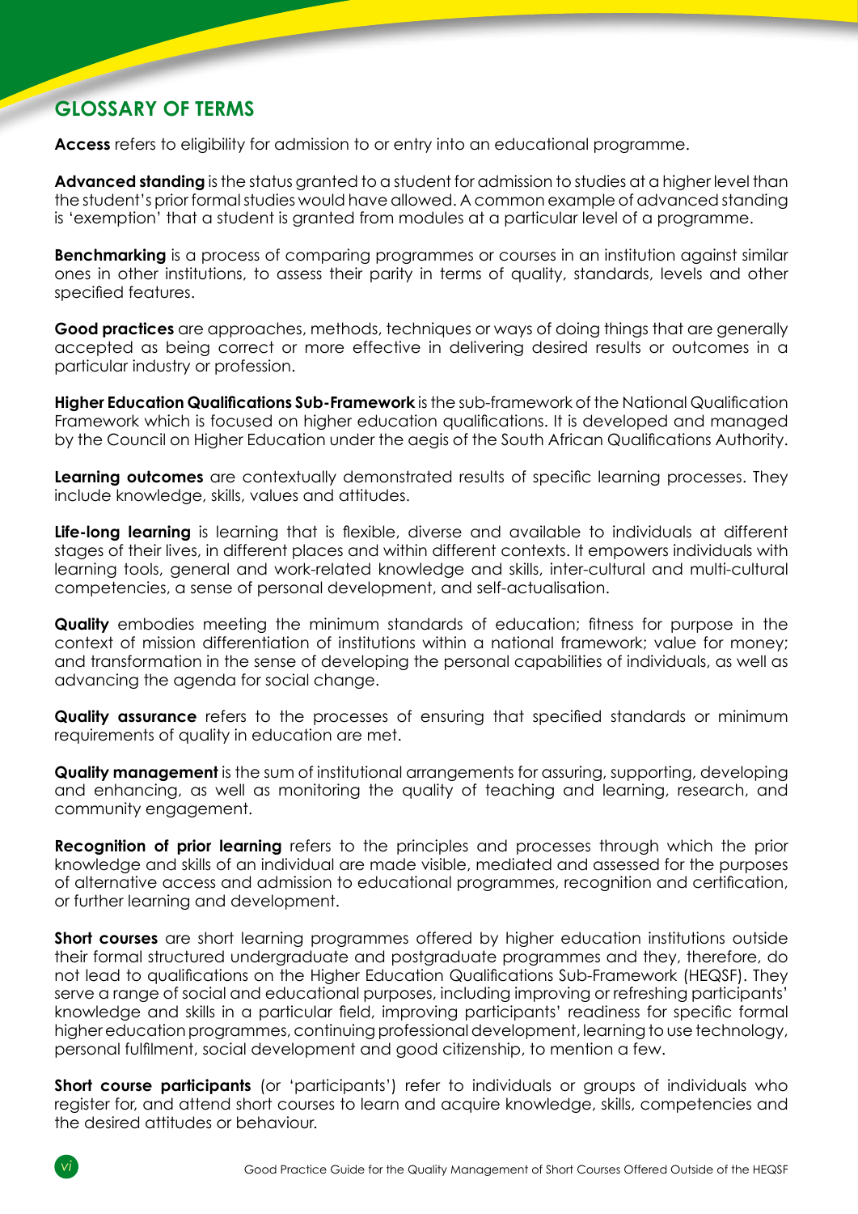## GLOSSARY OF TERMS

**Access** refers to eligibility for admission to or entry into an educational programme.

**Advanced standing** is the status granted to a student for admission to studies at a higher level than the student's prior formal studies would have allowed. A common example of advanced standing is 'exemption' that a student is granted from modules at a particular level of a programme.

**Benchmarking** is a process of comparing programmes or courses in an institution against similar ones in other institutions, to assess their parity in terms of quality, standards, levels and other specified features.

**Good practices** are approaches, methods, techniques or ways of doing things that are generally accepted as being correct or more effective in delivering desired results or outcomes in a particular industry or profession.

**Higher Education Qualifications Sub-Framework** is the sub-framework of the National Qualification Framework which is focused on higher education qualifications. It is developed and managed by the Council on Higher Education under the aegis of the South African Qualifications Authority.

**Learning outcomes** are contextually demonstrated results of specific learning processes. They include knowledge, skills, values and attitudes.

**Life-long learning** is learning that is flexible, diverse and available to individuals at different stages of their lives, in different places and within different contexts. It empowers individuals with learning tools, general and work-related knowledge and skills, inter-cultural and multi-cultural competencies, a sense of personal development, and self-actualisation.

**Quality** embodies meeting the minimum standards of education; fitness for purpose in the context of mission differentiation of institutions within a national framework; value for money; and transformation in the sense of developing the personal capabilities of individuals, as well as advancing the agenda for social change.

**Quality assurance** refers to the processes of ensuring that specified standards or minimum requirements of quality in education are met.

**Quality management** is the sum of institutional arrangements for assuring, supporting, developing and enhancing, as well as monitoring the quality of teaching and learning, research, and community engagement.

**Recognition of prior learning** refers to the principles and processes through which the prior knowledge and skills of an individual are made visible, mediated and assessed for the purposes of alternative access and admission to educational programmes, recognition and certification, or further learning and development.

**Short courses** are short learning programmes offered by higher education institutions outside their formal structured undergraduate and postgraduate programmes and they, therefore, do not lead to qualifications on the Higher Education Qualifications Sub-Framework (HEQSF). They serve a range of social and educational purposes, including improving or refreshing participants' knowledge and skills in a particular field, improving participants' readiness for specific formal higher education programmes, continuing professional development, learning to use technology, personal fulfilment, social development and good citizenship, to mention a few.

**Short course participants** (or 'participants') refer to individuals or groups of individuals who register for, and attend short courses to learn and acquire knowledge, skills, competencies and the desired attitudes or behaviour.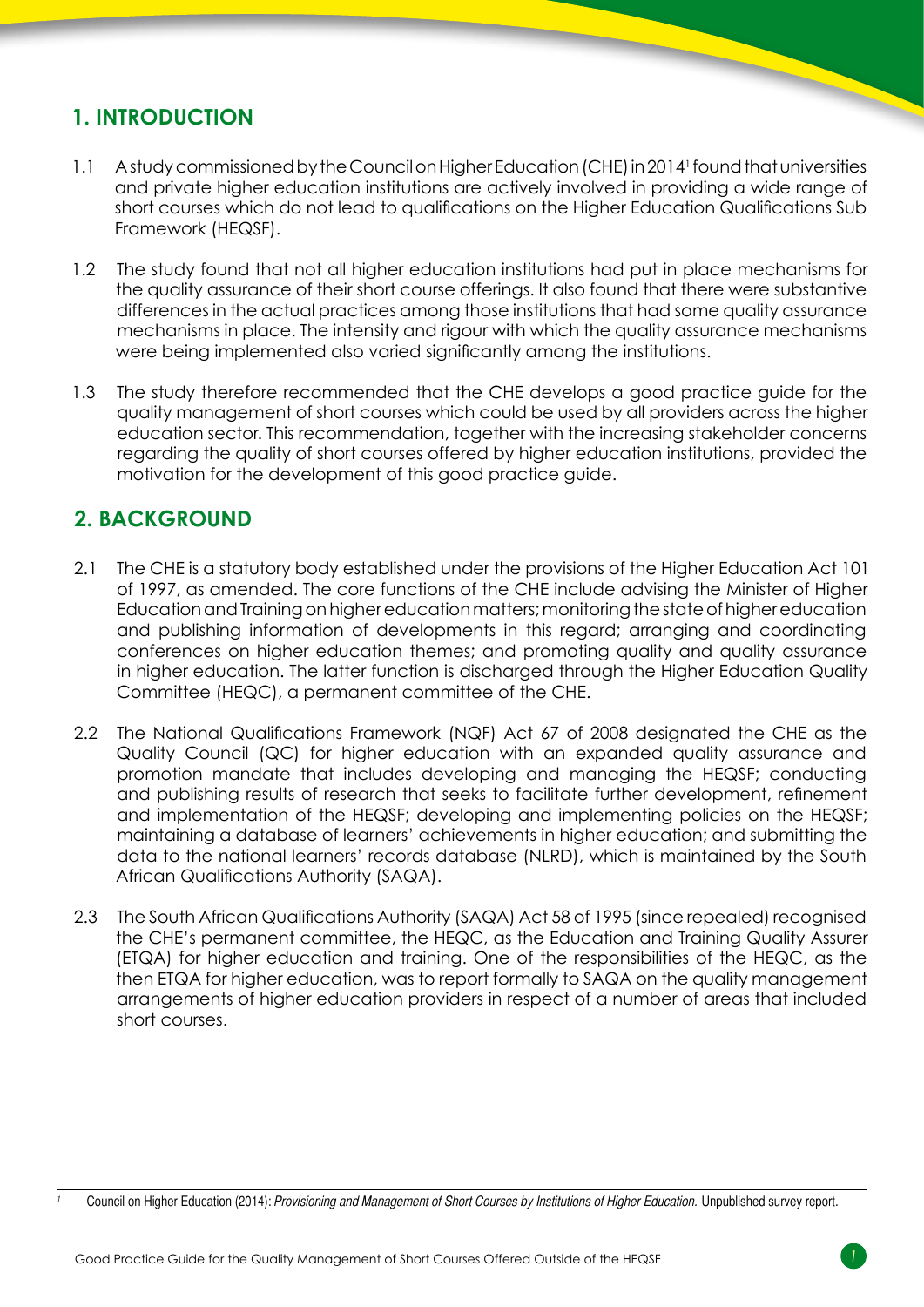## 1. INTRODUCTION

1.1 A study commissioned by the Council on Higher Education (CHE) in 2014[1] found that universities and private higher education institutions are actively involved in providing a wide range of short courses which do not lead to qualifications on the Higher Education Qualifications Sub Framework (HEQSF).

1.2 The study found that not all higher education institutions had put in place mechanisms for the quality assurance of their short course offerings. It also found that there were substantive differences in the actual practices among those institutions that had some quality assurance mechanisms in place. The intensity and rigour with which the quality assurance mechanisms were being implemented also varied significantly among the institutions.

1.3 The study therefore recommended that the CHE develops a good practice guide for the quality management of short courses which could be used by all providers across the higher education sector. This recommendation, together with the increasing stakeholder concerns regarding the quality of short courses offered by higher education institutions, provided the motivation for the development of this good practice guide.

## 2. BACKGROUND

2.1 The CHE is a statutory body established under the provisions of the Higher Education Act 101 of 1997, as amended. The core functions of the CHE include advising the Minister of Higher Education and Training on higher education matters; monitoring the state of higher education and publishing information of developments in this regard; arranging and coordinating conferences on higher education themes; and promoting quality and quality assurance in higher education. The latter function is discharged through the Higher Education Quality Committee (HEQC), a permanent committee of the CHE.

2.2 The National Qualifications Framework (NQF) Act 67 of 2008 designated the CHE as the Quality Council (QC) for higher education with an expanded quality assurance and promotion mandate that includes developing and managing the HEQSF; conducting and publishing results of research that seeks to facilitate further development, refinement and implementation of the HEQSF; developing and implementing policies on the HEQSF; maintaining a database of learners' achievements in higher education; and submitting the data to the national learners' records database (NLRD), which is maintained by the South African Qualifications Authority (SAQA).

2.3 The South African Qualifications Authority (SAQA) Act 58 of 1995 (since repealed) recognised the CHE's permanent committee, the HEQC, as the Education and Training Quality Assurer (ETQA) for higher education and training. One of the responsibilities of the HEQC, as the then ETQA for higher education, was to report formally to SAQA on the quality management arrangements of higher education providers in respect of a number of areas that included short courses.

---

[1] Council on Higher Education (2014): *Provisioning and Management of Short Courses by Institutions of Higher Education.* Unpublished survey report.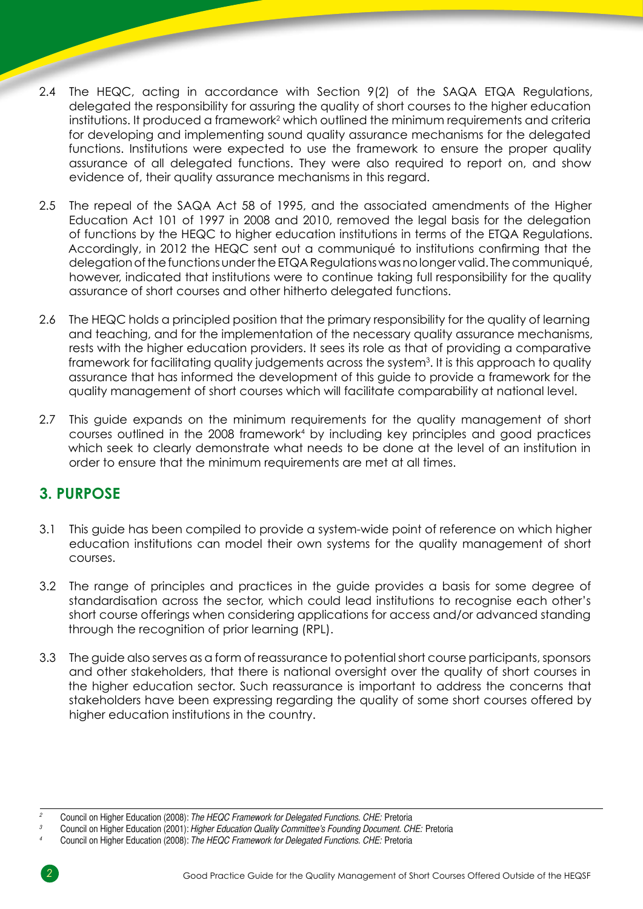2.4 The HEQC, acting in accordance with Section 9(2) of the SAQA ETQA Regulations, delegated the responsibility for assuring the quality of short courses to the higher education institutions. It produced a framework[2] which outlined the minimum requirements and criteria for developing and implementing sound quality assurance mechanisms for the delegated functions. Institutions were expected to use the framework to ensure the proper quality assurance of all delegated functions. They were also required to report on, and show evidence of, their quality assurance mechanisms in this regard.

2.5 The repeal of the SAQA Act 58 of 1995, and the associated amendments of the Higher Education Act 101 of 1997 in 2008 and 2010, removed the legal basis for the delegation of functions by the HEQC to higher education institutions in terms of the ETQA Regulations. Accordingly, in 2012 the HEQC sent out a communiqué to institutions confirming that the delegation of the functions under the ETQA Regulations was no longer valid. The communiqué, however, indicated that institutions were to continue taking full responsibility for the quality assurance of short courses and other hitherto delegated functions.

2.6 The HEQC holds a principled position that the primary responsibility for the quality of learning and teaching, and for the implementation of the necessary quality assurance mechanisms, rests with the higher education providers. It sees its role as that of providing a comparative framework for facilitating quality judgements across the system[3]. It is this approach to quality assurance that has informed the development of this guide to provide a framework for the quality management of short courses which will facilitate comparability at national level.

2.7 This guide expands on the minimum requirements for the quality management of short courses outlined in the 2008 framework[4] by including key principles and good practices which seek to clearly demonstrate what needs to be done at the level of an institution in order to ensure that the minimum requirements are met at all times.

## 3. PURPOSE

3.1 This guide has been compiled to provide a system-wide point of reference on which higher education institutions can model their own systems for the quality management of short courses.

3.2 The range of principles and practices in the guide provides a basis for some degree of standardisation across the sector, which could lead institutions to recognise each other's short course offerings when considering applications for access and/or advanced standing through the recognition of prior learning (RPL).

3.3 The guide also serves as a form of reassurance to potential short course participants, sponsors and other stakeholders, that there is national oversight over the quality of short courses in the higher education sector. Such reassurance is important to address the concerns that stakeholders have been expressing regarding the quality of some short courses offered by higher education institutions in the country.

---

[2] Council on Higher Education (2008): *The HEQC Framework for Delegated Functions. CHE:* Pretoria

[3] Council on Higher Education (2001): *Higher Education Quality Committee's Founding Document. CHE:* Pretoria

[4] Council on Higher Education (2008): *The HEQC Framework for Delegated Functions. CHE:* Pretoria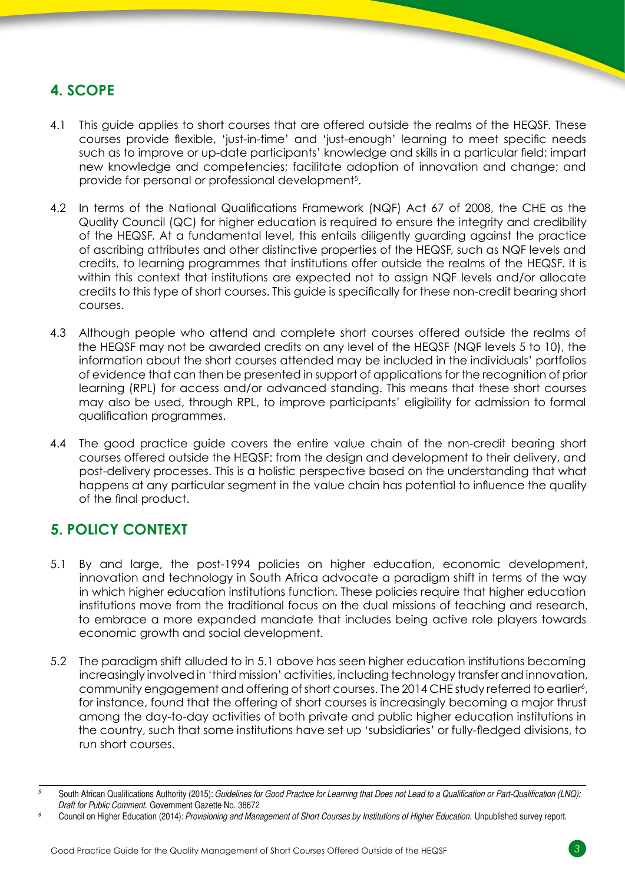## 4. SCOPE

4.1 This guide applies to short courses that are offered outside the realms of the HEQSF. These courses provide flexible, 'just-in-time' and 'just-enough' learning to meet specific needs such as to improve or up-date participants' knowledge and skills in a particular field; impart new knowledge and competencies; facilitate adoption of innovation and change; and provide for personal or professional development[5].

4.2 In terms of the National Qualifications Framework (NQF) Act 67 of 2008, the CHE as the Quality Council (QC) for higher education is required to ensure the integrity and credibility of the HEQSF. At a fundamental level, this entails diligently guarding against the practice of ascribing attributes and other distinctive properties of the HEQSF, such as NQF levels and credits, to learning programmes that institutions offer outside the realms of the HEQSF. It is within this context that institutions are expected not to assign NQF levels and/or allocate credits to this type of short courses. This guide is specifically for these non-credit bearing short courses.

4.3 Although people who attend and complete short courses offered outside the realms of the HEQSF may not be awarded credits on any level of the HEQSF (NQF levels 5 to 10), the information about the short courses attended may be included in the individuals' portfolios of evidence that can then be presented in support of applications for the recognition of prior learning (RPL) for access and/or advanced standing. This means that these short courses may also be used, through RPL, to improve participants' eligibility for admission to formal qualification programmes.

4.4 The good practice guide covers the entire value chain of the non-credit bearing short courses offered outside the HEQSF: from the design and development to their delivery, and post-delivery processes. This is a holistic perspective based on the understanding that what happens at any particular segment in the value chain has potential to influence the quality of the final product.

## 5. POLICY CONTEXT

5.1 By and large, the post-1994 policies on higher education, economic development, innovation and technology in South Africa advocate a paradigm shift in terms of the way in which higher education institutions function. These policies require that higher education institutions move from the traditional focus on the dual missions of teaching and research, to embrace a more expanded mandate that includes being active role players towards economic growth and social development.

5.2 The paradigm shift alluded to in 5.1 above has seen higher education institutions becoming increasingly involved in 'third mission' activities, including technology transfer and innovation, community engagement and offering of short courses. The 2014 CHE study referred to earlier[6], for instance, found that the offering of short courses is increasingly becoming a major thrust among the day-to-day activities of both private and public higher education institutions in the country, such that some institutions have set up 'subsidiaries' or fully-fledged divisions, to run short courses.

---

[5] South African Qualifications Authority (2015): *Guidelines for Good Practice for Learning that Does not Lead to a Qualification or Part-Qualification (LNQ): Draft for Public Comment.* Government Gazette No. 38672

[6] Council on Higher Education (2014): *Provisioning and Management of Short Courses by Institutions of Higher Education.* Unpublished survey report.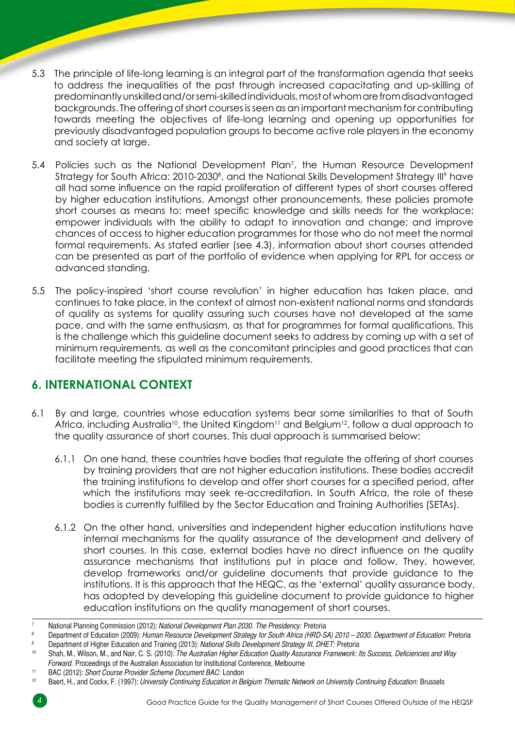5.3 The principle of life-long learning is an integral part of the transformation agenda that seeks to address the inequalities of the past through increased capacitating and up-skilling of predominantly unskilled and/or semi-skilled individuals, most of whom are from disadvantaged backgrounds. The offering of short courses is seen as an important mechanism for contributing towards meeting the objectives of life-long learning and opening up opportunities for previously disadvantaged population groups to become active role players in the economy and society at large.

5.4 Policies such as the National Development Plan[7], the Human Resource Development Strategy for South Africa: 2010-2030[8], and the National Skills Development Strategy III[9] have all had some influence on the rapid proliferation of different types of short courses offered by higher education institutions. Amongst other pronouncements, these policies promote short courses as means to: meet specific knowledge and skills needs for the workplace; empower individuals with the ability to adapt to innovation and change; and improve chances of access to higher education programmes for those who do not meet the normal formal requirements. As stated earlier (see 4.3), information about short courses attended can be presented as part of the portfolio of evidence when applying for RPL for access or advanced standing.

5.5 The policy-inspired 'short course revolution' in higher education has taken place, and continues to take place, in the context of almost non-existent national norms and standards of quality as systems for quality assuring such courses have not developed at the same pace, and with the same enthusiasm, as that for programmes for formal qualifications. This is the challenge which this guideline document seeks to address by coming up with a set of minimum requirements, as well as the concomitant principles and good practices that can facilitate meeting the stipulated minimum requirements.

## 6. INTERNATIONAL CONTEXT

6.1 By and large, countries whose education systems bear some similarities to that of South Africa, including Australia[10], the United Kingdom[11] and Belgium[12], follow a dual approach to the quality assurance of short courses. This dual approach is summarised below:

6.1.1 On one hand, these countries have bodies that regulate the offering of short courses by training providers that are not higher education institutions. These bodies accredit the training institutions to develop and offer short courses for a specified period, after which the institutions may seek re-accreditation. In South Africa, the role of these bodies is currently fulfilled by the Sector Education and Training Authorities (SETAs).

6.1.2 On the other hand, universities and independent higher education institutions have internal mechanisms for the quality assurance of the development and delivery of short courses. In this case, external bodies have no direct influence on the quality assurance mechanisms that institutions put in place and follow. They, however, develop frameworks and/or guideline documents that provide guidance to the institutions. It is this approach that the HEQC, as the 'external' quality assurance body, has adopted by developing this guideline document to provide guidance to higher education institutions on the quality management of short courses.

---

[7] National Planning Commission (2012): *National Development Plan 2030. The Presidency:* Pretoria

[8] Department of Education (2009): *Human Resource Development Strategy for South Africa (HRD-SA) 2010 – 2030. Department of Education:* Pretoria

[9] Department of Higher Education and Training (2013): *National Skills Development Strategy III. DHET:* Pretoria

[10] Shah, M., Wilson, M., and Nair, C. S. (2010): *The Australian Higher Education Quality Assurance Framework: Its Success, Deficiencies and Way Forward.* Proceedings of the Australian Association for Institutional Conference, Melbourne

[11] BAC (2012): *Short Course Provider Scheme Document BAC:* London

[12] Baert, H., and Cockx, F. (1997): *University Continuing Education in Belgium Thematic Network on University Continuing Education:* Brussels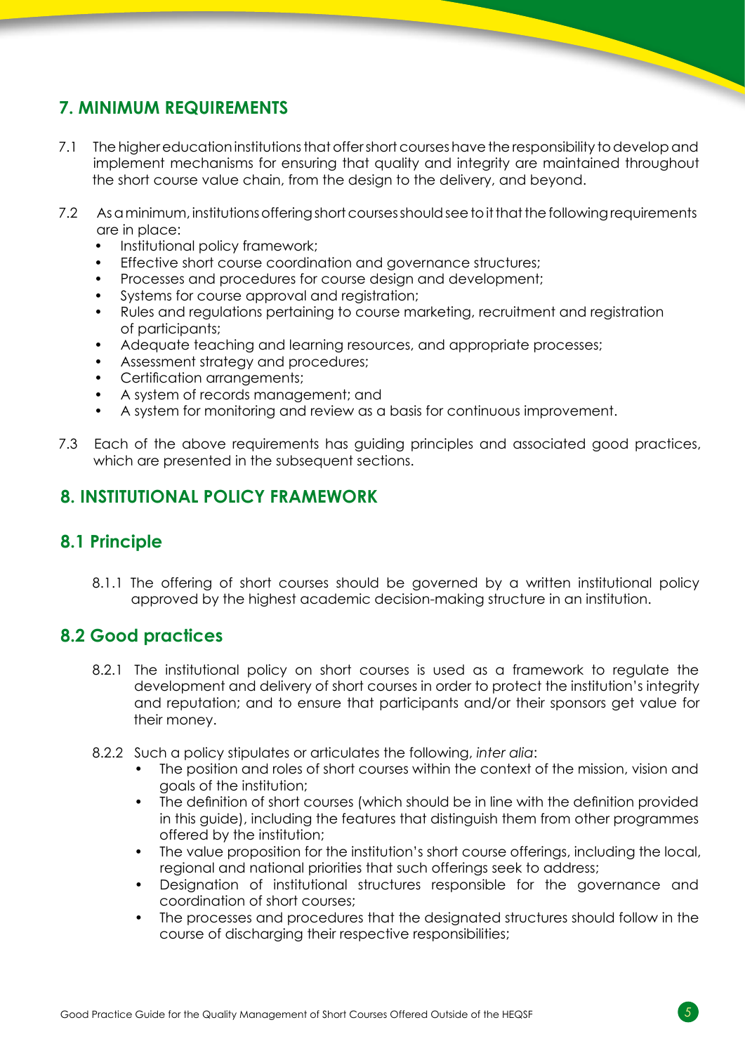## 7. MINIMUM REQUIREMENTS

7.1 The higher education institutions that offer short courses have the responsibility to develop and implement mechanisms for ensuring that quality and integrity are maintained throughout the short course value chain, from the design to the delivery, and beyond.

7.2 As a minimum, institutions offering short courses should see to it that the following requirements are in place:

- Institutional policy framework;
- Effective short course coordination and governance structures;
- Processes and procedures for course design and development;
- Systems for course approval and registration;
- Rules and regulations pertaining to course marketing, recruitment and registration of participants;
- Adequate teaching and learning resources, and appropriate processes;
- Assessment strategy and procedures;
- Certification arrangements;
- A system of records management; and
- A system for monitoring and review as a basis for continuous improvement.

7.3 Each of the above requirements has guiding principles and associated good practices, which are presented in the subsequent sections.

## 8. INSTITUTIONAL POLICY FRAMEWORK

### 8.1 Principle

8.1.1 The offering of short courses should be governed by a written institutional policy approved by the highest academic decision-making structure in an institution.

### 8.2 Good practices

8.2.1 The institutional policy on short courses is used as a framework to regulate the development and delivery of short courses in order to protect the institution's integrity and reputation; and to ensure that participants and/or their sponsors get value for their money.

8.2.2 Such a policy stipulates or articulates the following, *inter alia*:

- The position and roles of short courses within the context of the mission, vision and goals of the institution;
- The definition of short courses (which should be in line with the definition provided in this guide), including the features that distinguish them from other programmes offered by the institution;
- The value proposition for the institution's short course offerings, including the local, regional and national priorities that such offerings seek to address;
- Designation of institutional structures responsible for the governance and coordination of short courses;
- The processes and procedures that the designated structures should follow in the course of discharging their respective responsibilities;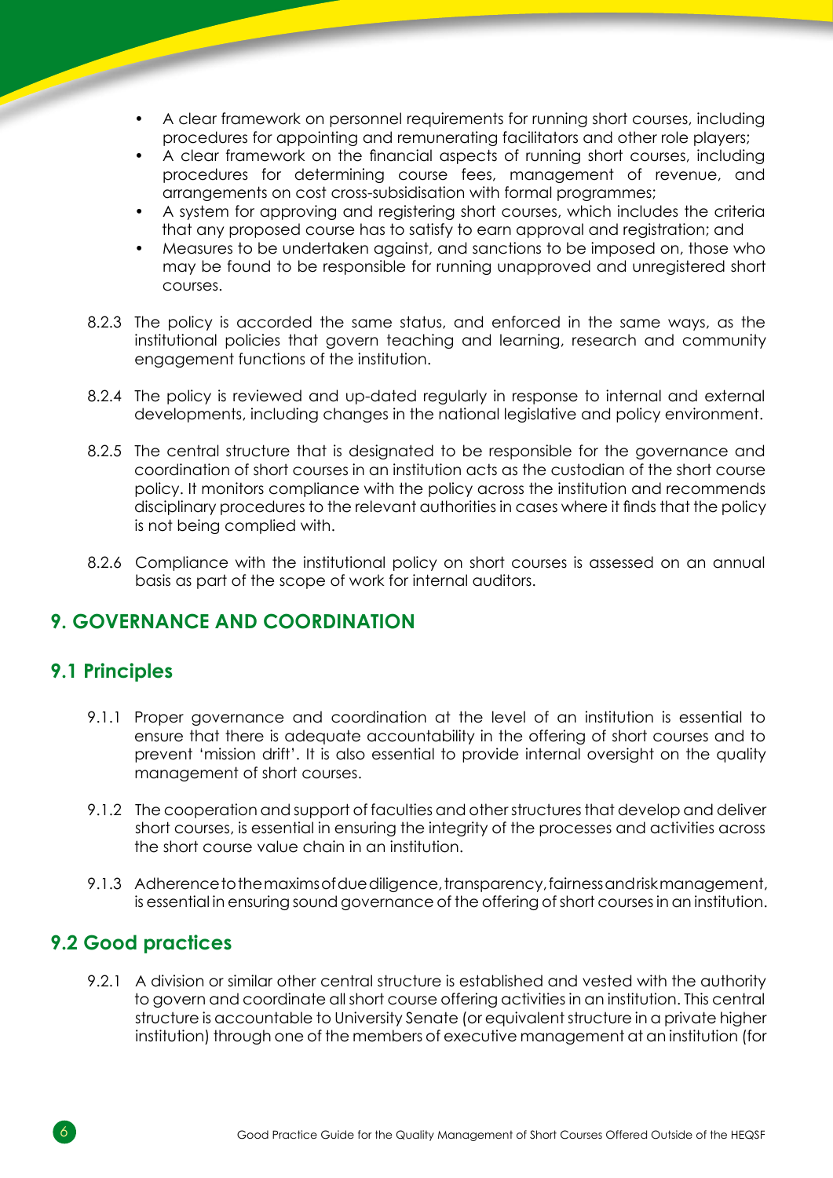- A clear framework on personnel requirements for running short courses, including procedures for appointing and remunerating facilitators and other role players;
- A clear framework on the financial aspects of running short courses, including procedures for determining course fees, management of revenue, and arrangements on cost cross-subsidisation with formal programmes;
- A system for approving and registering short courses, which includes the criteria that any proposed course has to satisfy to earn approval and registration; and
- Measures to be undertaken against, and sanctions to be imposed on, those who may be found to be responsible for running unapproved and unregistered short courses.

8.2.3 The policy is accorded the same status, and enforced in the same ways, as the institutional policies that govern teaching and learning, research and community engagement functions of the institution.

8.2.4 The policy is reviewed and up-dated regularly in response to internal and external developments, including changes in the national legislative and policy environment.

8.2.5 The central structure that is designated to be responsible for the governance and coordination of short courses in an institution acts as the custodian of the short course policy. It monitors compliance with the policy across the institution and recommends disciplinary procedures to the relevant authorities in cases where it finds that the policy is not being complied with.

8.2.6 Compliance with the institutional policy on short courses is assessed on an annual basis as part of the scope of work for internal auditors.

## 9. GOVERNANCE AND COORDINATION

### 9.1 Principles

9.1.1 Proper governance and coordination at the level of an institution is essential to ensure that there is adequate accountability in the offering of short courses and to prevent 'mission drift'. It is also essential to provide internal oversight on the quality management of short courses.

9.1.2 The cooperation and support of faculties and other structures that develop and deliver short courses, is essential in ensuring the integrity of the processes and activities across the short course value chain in an institution.

9.1.3 Adherence to the maxims of due diligence, transparency, fairness and risk management, is essential in ensuring sound governance of the offering of short courses in an institution.

### 9.2 Good practices

9.2.1 A division or similar other central structure is established and vested with the authority to govern and coordinate all short course offering activities in an institution. This central structure is accountable to University Senate (or equivalent structure in a private higher institution) through one of the members of executive management at an institution (for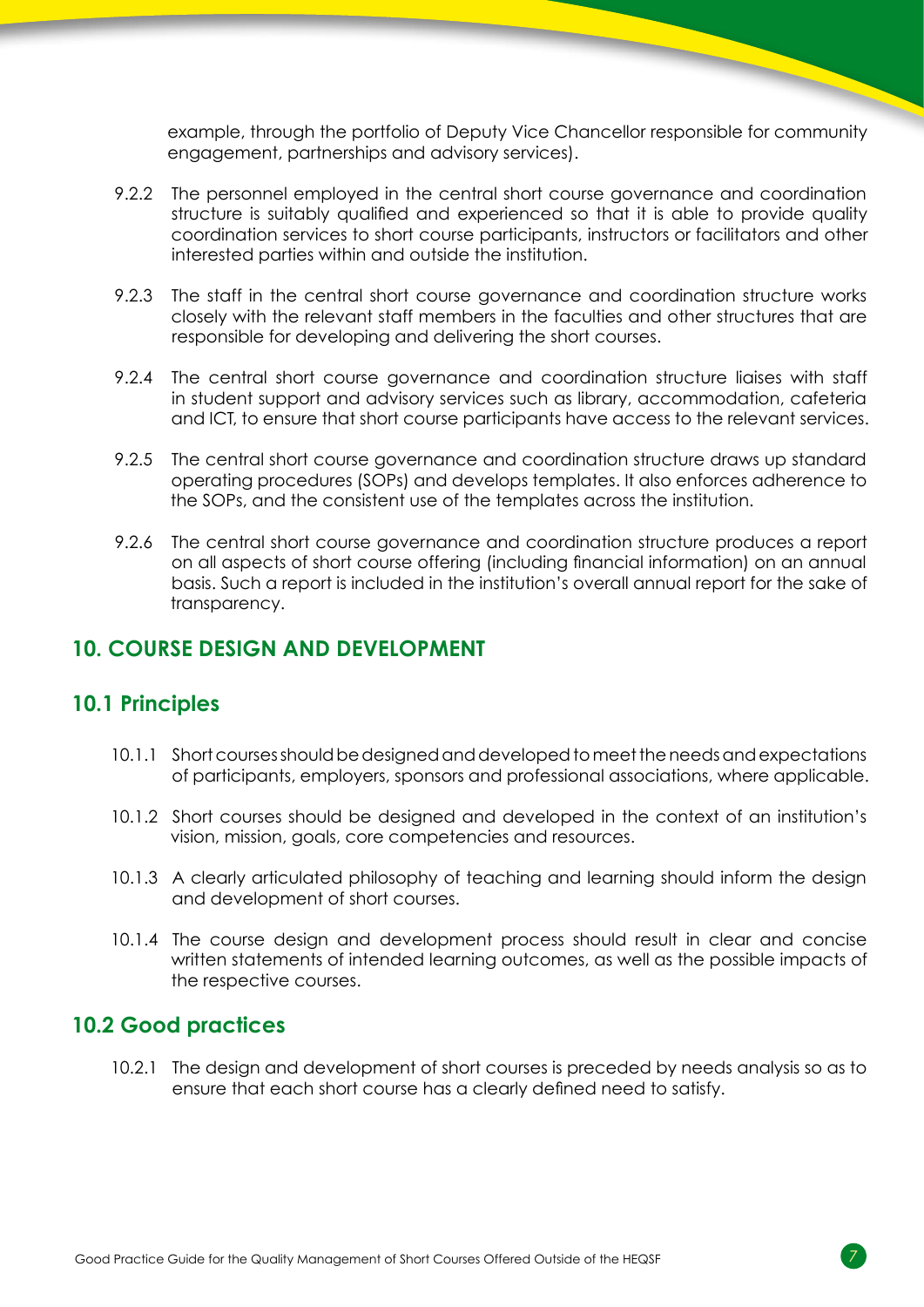example, through the portfolio of Deputy Vice Chancellor responsible for community engagement, partnerships and advisory services).

9.2.2 The personnel employed in the central short course governance and coordination structure is suitably qualified and experienced so that it is able to provide quality coordination services to short course participants, instructors or facilitators and other interested parties within and outside the institution.

9.2.3 The staff in the central short course governance and coordination structure works closely with the relevant staff members in the faculties and other structures that are responsible for developing and delivering the short courses.

9.2.4 The central short course governance and coordination structure liaises with staff in student support and advisory services such as library, accommodation, cafeteria and ICT, to ensure that short course participants have access to the relevant services.

9.2.5 The central short course governance and coordination structure draws up standard operating procedures (SOPs) and develops templates. It also enforces adherence to the SOPs, and the consistent use of the templates across the institution.

9.2.6 The central short course governance and coordination structure produces a report on all aspects of short course offering (including financial information) on an annual basis. Such a report is included in the institution's overall annual report for the sake of transparency.

## 10. COURSE DESIGN AND DEVELOPMENT

### 10.1 Principles

10.1.1 Short courses should be designed and developed to meet the needs and expectations of participants, employers, sponsors and professional associations, where applicable.

10.1.2 Short courses should be designed and developed in the context of an institution's vision, mission, goals, core competencies and resources.

10.1.3 A clearly articulated philosophy of teaching and learning should inform the design and development of short courses.

10.1.4 The course design and development process should result in clear and concise written statements of intended learning outcomes, as well as the possible impacts of the respective courses.

### 10.2 Good practices

10.2.1 The design and development of short courses is preceded by needs analysis so as to ensure that each short course has a clearly defined need to satisfy.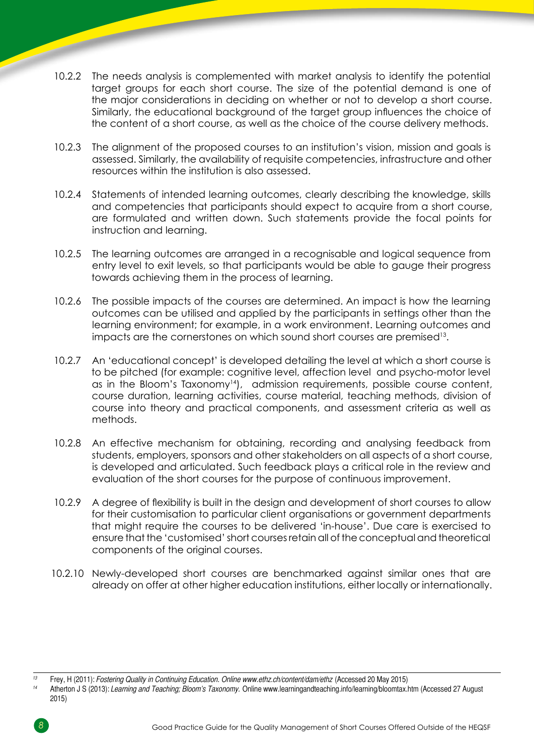10.2.2 The needs analysis is complemented with market analysis to identify the potential target groups for each short course. The size of the potential demand is one of the major considerations in deciding on whether or not to develop a short course. Similarly, the educational background of the target group influences the choice of the content of a short course, as well as the choice of the course delivery methods.

10.2.3 The alignment of the proposed courses to an institution's vision, mission and goals is assessed. Similarly, the availability of requisite competencies, infrastructure and other resources within the institution is also assessed.

10.2.4 Statements of intended learning outcomes, clearly describing the knowledge, skills and competencies that participants should expect to acquire from a short course, are formulated and written down. Such statements provide the focal points for instruction and learning.

10.2.5 The learning outcomes are arranged in a recognisable and logical sequence from entry level to exit levels, so that participants would be able to gauge their progress towards achieving them in the process of learning.

10.2.6 The possible impacts of the courses are determined. An impact is how the learning outcomes can be utilised and applied by the participants in settings other than the learning environment; for example, in a work environment. Learning outcomes and impacts are the cornerstones on which sound short courses are premised[13].

10.2.7 An 'educational concept' is developed detailing the level at which a short course is to be pitched (for example: cognitive level, affection level and psycho-motor level as in the Bloom's Taxonomy[14]), admission requirements, possible course content, course duration, learning activities, course material, teaching methods, division of course into theory and practical components, and assessment criteria as well as methods.

10.2.8 An effective mechanism for obtaining, recording and analysing feedback from students, employers, sponsors and other stakeholders on all aspects of a short course, is developed and articulated. Such feedback plays a critical role in the review and evaluation of the short courses for the purpose of continuous improvement.

10.2.9 A degree of flexibility is built in the design and development of short courses to allow for their customisation to particular client organisations or government departments that might require the courses to be delivered 'in-house'. Due care is exercised to ensure that the 'customised' short courses retain all of the conceptual and theoretical components of the original courses.

10.2.10 Newly-developed short courses are benchmarked against similar ones that are already on offer at other higher education institutions, either locally or internationally.

---

[13] Frey, H (2011): *Fostering Quality in Continuing Education. Online www.ethz.ch/content/dam/ethz* (Accessed 20 May 2015)

[14] Atherton J S (2013): *Learning and Teaching; Bloom's Taxonomy.* Online www.learningandteaching.info/learning/bloomtax.htm (Accessed 27 August 2015)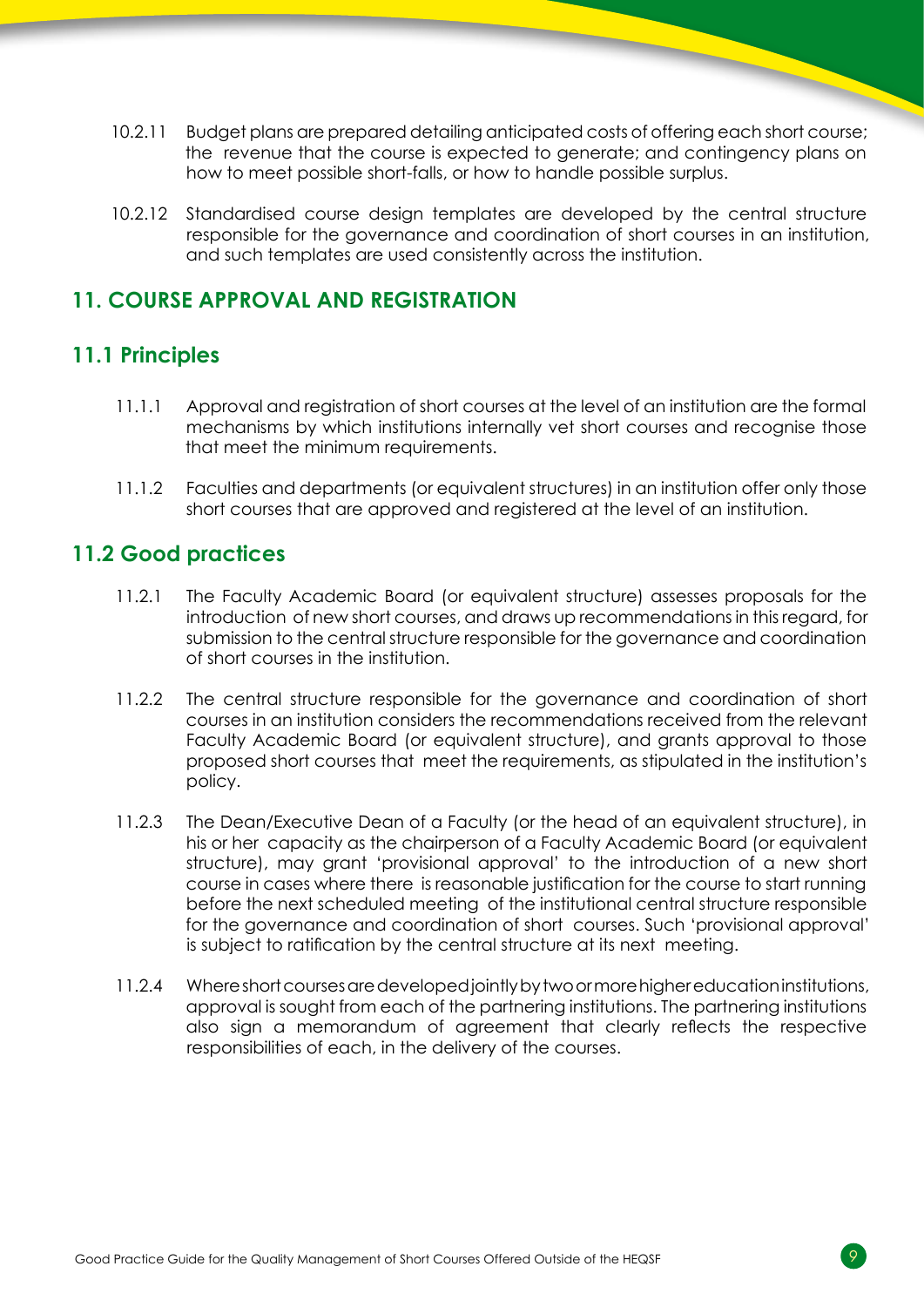10.2.11 Budget plans are prepared detailing anticipated costs of offering each short course; the revenue that the course is expected to generate; and contingency plans on how to meet possible short-falls, or how to handle possible surplus.

10.2.12 Standardised course design templates are developed by the central structure responsible for the governance and coordination of short courses in an institution, and such templates are used consistently across the institution.

## 11. COURSE APPROVAL AND REGISTRATION

### 11.1 Principles

11.1.1 Approval and registration of short courses at the level of an institution are the formal mechanisms by which institutions internally vet short courses and recognise those that meet the minimum requirements.

11.1.2 Faculties and departments (or equivalent structures) in an institution offer only those short courses that are approved and registered at the level of an institution.

### 11.2 Good practices

11.2.1 The Faculty Academic Board (or equivalent structure) assesses proposals for the introduction of new short courses, and draws up recommendations in this regard, for submission to the central structure responsible for the governance and coordination of short courses in the institution.

11.2.2 The central structure responsible for the governance and coordination of short courses in an institution considers the recommendations received from the relevant Faculty Academic Board (or equivalent structure), and grants approval to those proposed short courses that meet the requirements, as stipulated in the institution's policy.

11.2.3 The Dean/Executive Dean of a Faculty (or the head of an equivalent structure), in his or her capacity as the chairperson of a Faculty Academic Board (or equivalent structure), may grant 'provisional approval' to the introduction of a new short course in cases where there is reasonable justification for the course to start running before the next scheduled meeting of the institutional central structure responsible for the governance and coordination of short courses. Such 'provisional approval' is subject to ratification by the central structure at its next meeting.

11.2.4 Where short courses are developed jointly by two or more higher education institutions, approval is sought from each of the partnering institutions. The partnering institutions also sign a memorandum of agreement that clearly reflects the respective responsibilities of each, in the delivery of the courses.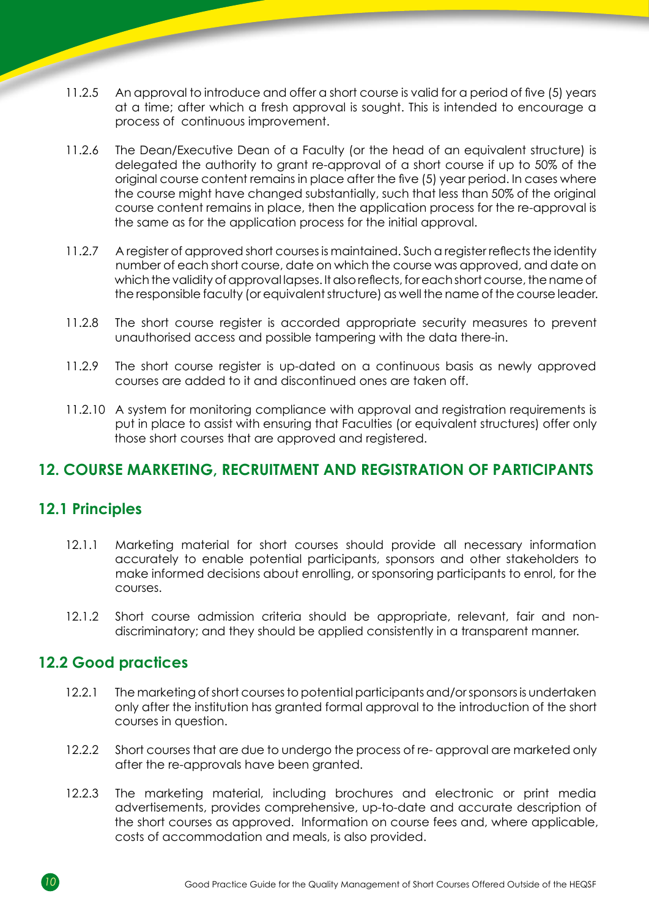11.2.5 An approval to introduce and offer a short course is valid for a period of five (5) years at a time; after which a fresh approval is sought. This is intended to encourage a process of continuous improvement.

11.2.6 The Dean/Executive Dean of a Faculty (or the head of an equivalent structure) is delegated the authority to grant re-approval of a short course if up to 50% of the original course content remains in place after the five (5) year period. In cases where the course might have changed substantially, such that less than 50% of the original course content remains in place, then the application process for the re-approval is the same as for the application process for the initial approval.

11.2.7 A register of approved short courses is maintained. Such a register reflects the identity number of each short course, date on which the course was approved, and date on which the validity of approval lapses. It also reflects, for each short course, the name of the responsible faculty (or equivalent structure) as well the name of the course leader.

11.2.8 The short course register is accorded appropriate security measures to prevent unauthorised access and possible tampering with the data there-in.

11.2.9 The short course register is up-dated on a continuous basis as newly approved courses are added to it and discontinued ones are taken off.

11.2.10 A system for monitoring compliance with approval and registration requirements is put in place to assist with ensuring that Faculties (or equivalent structures) offer only those short courses that are approved and registered.

## 12. COURSE MARKETING, RECRUITMENT AND REGISTRATION OF PARTICIPANTS

### 12.1 Principles

12.1.1 Marketing material for short courses should provide all necessary information accurately to enable potential participants, sponsors and other stakeholders to make informed decisions about enrolling, or sponsoring participants to enrol, for the courses.

12.1.2 Short course admission criteria should be appropriate, relevant, fair and non-discriminatory; and they should be applied consistently in a transparent manner.

### 12.2 Good practices

12.2.1 The marketing of short courses to potential participants and/or sponsors is undertaken only after the institution has granted formal approval to the introduction of the short courses in question.

12.2.2 Short courses that are due to undergo the process of re- approval are marketed only after the re-approvals have been granted.

12.2.3 The marketing material, including brochures and electronic or print media advertisements, provides comprehensive, up-to-date and accurate description of the short courses as approved. Information on course fees and, where applicable, costs of accommodation and meals, is also provided.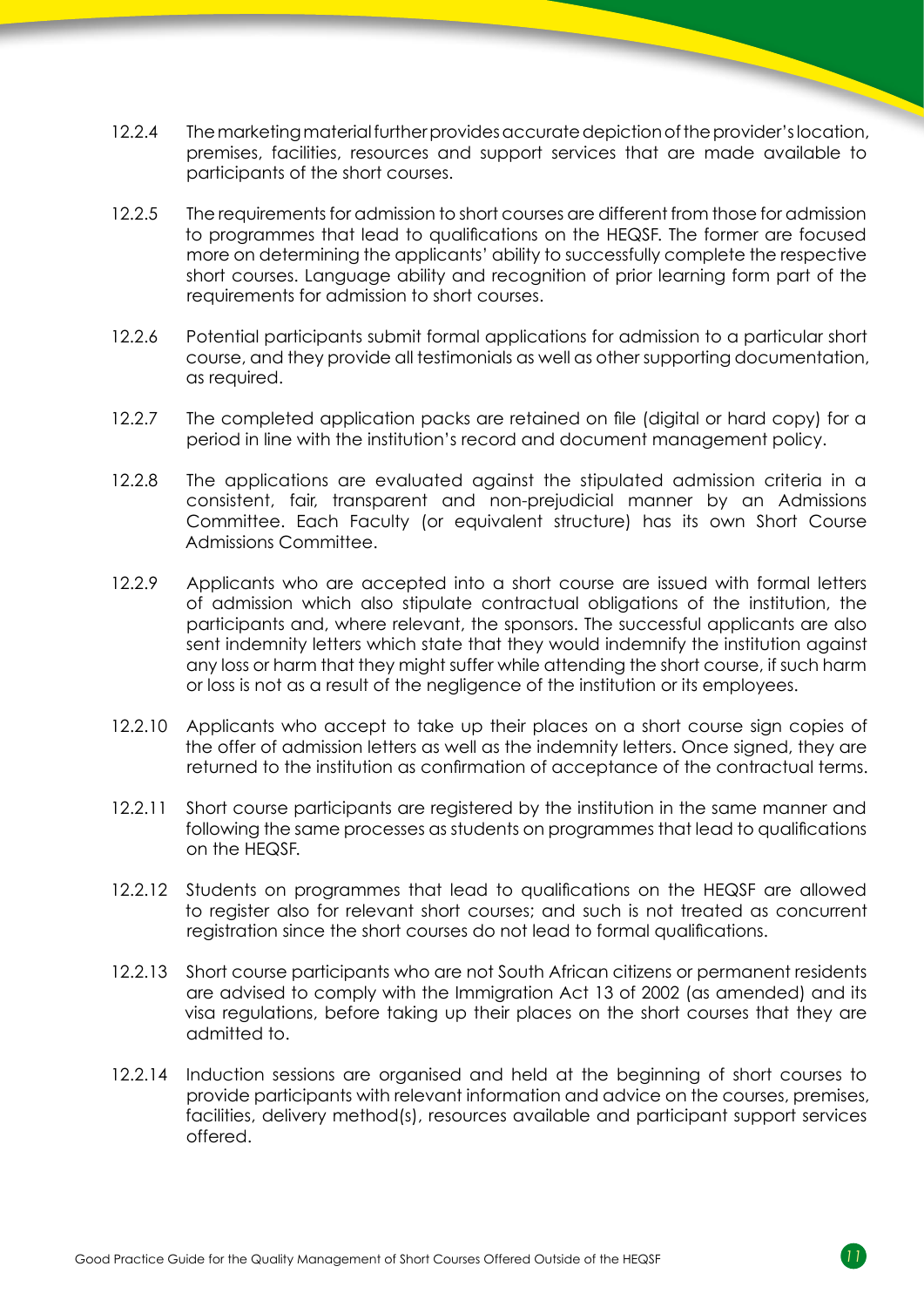12.2.4 The marketing material further provides accurate depiction of the provider's location, premises, facilities, resources and support services that are made available to participants of the short courses.

12.2.5 The requirements for admission to short courses are different from those for admission to programmes that lead to qualifications on the HEQSF. The former are focused more on determining the applicants' ability to successfully complete the respective short courses. Language ability and recognition of prior learning form part of the requirements for admission to short courses.

12.2.6 Potential participants submit formal applications for admission to a particular short course, and they provide all testimonials as well as other supporting documentation, as required.

12.2.7 The completed application packs are retained on file (digital or hard copy) for a period in line with the institution's record and document management policy.

12.2.8 The applications are evaluated against the stipulated admission criteria in a consistent, fair, transparent and non-prejudicial manner by an Admissions Committee. Each Faculty (or equivalent structure) has its own Short Course Admissions Committee.

12.2.9 Applicants who are accepted into a short course are issued with formal letters of admission which also stipulate contractual obligations of the institution, the participants and, where relevant, the sponsors. The successful applicants are also sent indemnity letters which state that they would indemnify the institution against any loss or harm that they might suffer while attending the short course, if such harm or loss is not as a result of the negligence of the institution or its employees.

12.2.10 Applicants who accept to take up their places on a short course sign copies of the offer of admission letters as well as the indemnity letters. Once signed, they are returned to the institution as confirmation of acceptance of the contractual terms.

12.2.11 Short course participants are registered by the institution in the same manner and following the same processes as students on programmes that lead to qualifications on the HEQSF.

12.2.12 Students on programmes that lead to qualifications on the HEQSF are allowed to register also for relevant short courses; and such is not treated as concurrent registration since the short courses do not lead to formal qualifications.

12.2.13 Short course participants who are not South African citizens or permanent residents are advised to comply with the Immigration Act 13 of 2002 (as amended) and its visa regulations, before taking up their places on the short courses that they are admitted to.

12.2.14 Induction sessions are organised and held at the beginning of short courses to provide participants with relevant information and advice on the courses, premises, facilities, delivery method(s), resources available and participant support services offered.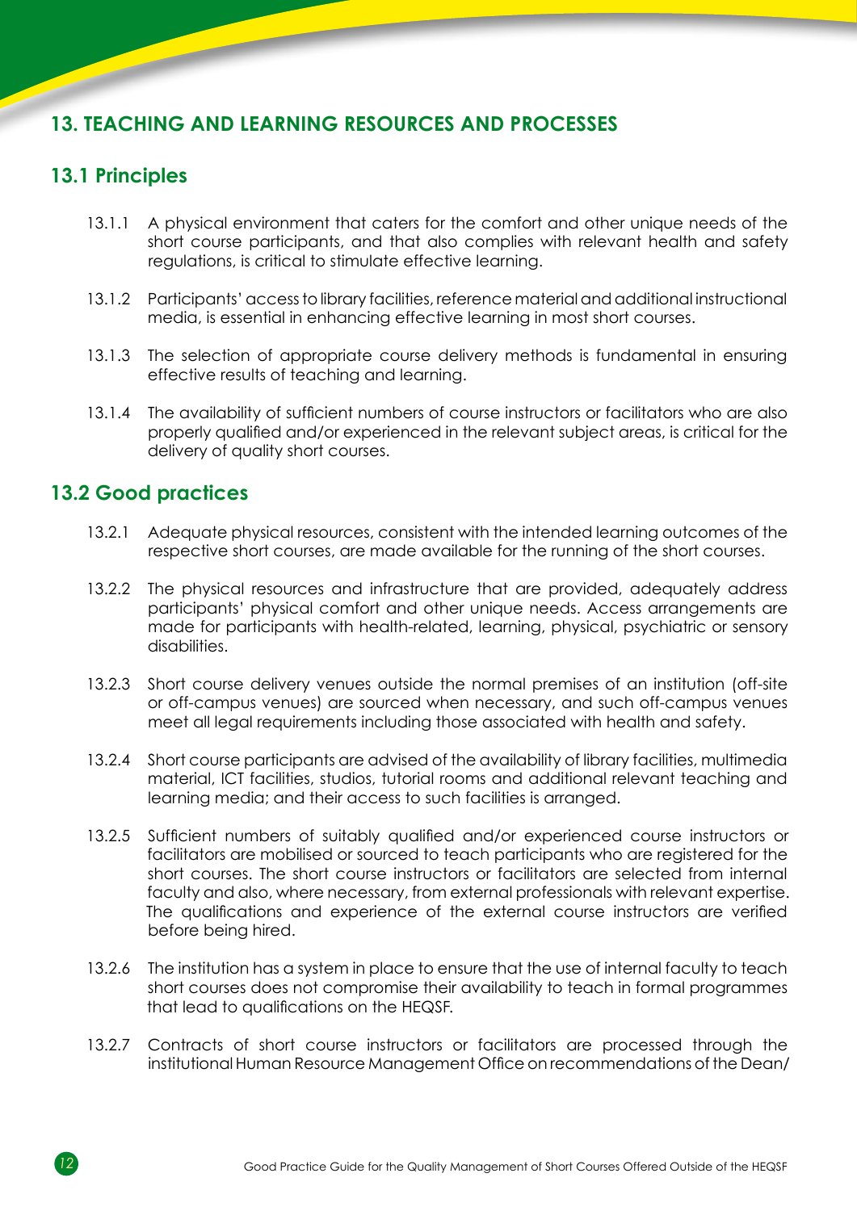## 13. TEACHING AND LEARNING RESOURCES AND PROCESSES

### 13.1 Principles

13.1.1 A physical environment that caters for the comfort and other unique needs of the short course participants, and that also complies with relevant health and safety regulations, is critical to stimulate effective learning.

13.1.2 Participants' access to library facilities, reference material and additional instructional media, is essential in enhancing effective learning in most short courses.

13.1.3 The selection of appropriate course delivery methods is fundamental in ensuring effective results of teaching and learning.

13.1.4 The availability of sufficient numbers of course instructors or facilitators who are also properly qualified and/or experienced in the relevant subject areas, is critical for the delivery of quality short courses.

### 13.2 Good practices

13.2.1 Adequate physical resources, consistent with the intended learning outcomes of the respective short courses, are made available for the running of the short courses.

13.2.2 The physical resources and infrastructure that are provided, adequately address participants' physical comfort and other unique needs. Access arrangements are made for participants with health-related, learning, physical, psychiatric or sensory disabilities.

13.2.3 Short course delivery venues outside the normal premises of an institution (off-site or off-campus venues) are sourced when necessary, and such off-campus venues meet all legal requirements including those associated with health and safety.

13.2.4 Short course participants are advised of the availability of library facilities, multimedia material, ICT facilities, studios, tutorial rooms and additional relevant teaching and learning media; and their access to such facilities is arranged.

13.2.5 Sufficient numbers of suitably qualified and/or experienced course instructors or facilitators are mobilised or sourced to teach participants who are registered for the short courses. The short course instructors or facilitators are selected from internal faculty and also, where necessary, from external professionals with relevant expertise. The qualifications and experience of the external course instructors are verified before being hired.

13.2.6 The institution has a system in place to ensure that the use of internal faculty to teach short courses does not compromise their availability to teach in formal programmes that lead to qualifications on the HEQSF.

13.2.7 Contracts of short course instructors or facilitators are processed through the institutional Human Resource Management Office on recommendations of the Dean/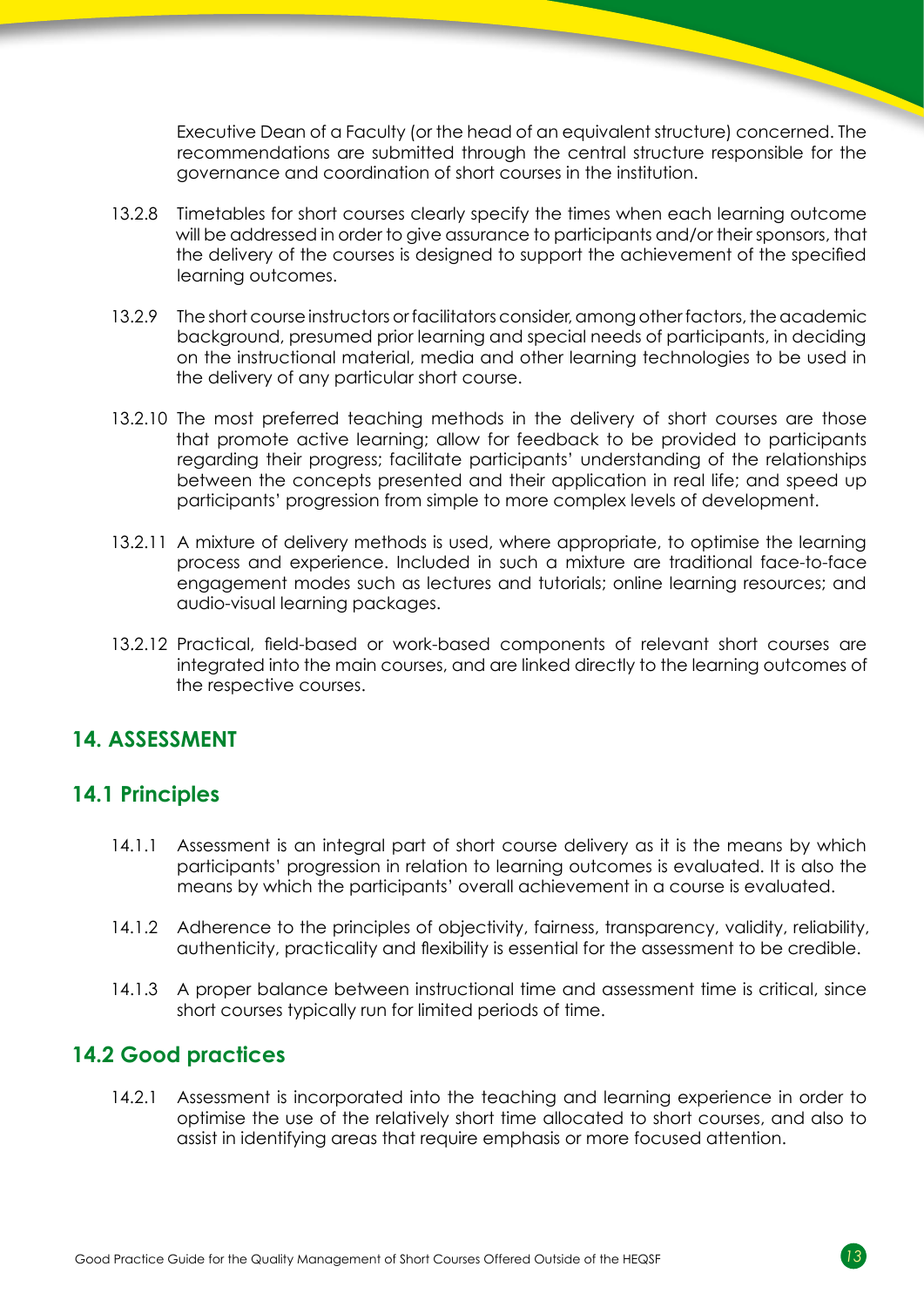Executive Dean of a Faculty (or the head of an equivalent structure) concerned. The recommendations are submitted through the central structure responsible for the governance and coordination of short courses in the institution.

13.2.8 Timetables for short courses clearly specify the times when each learning outcome will be addressed in order to give assurance to participants and/or their sponsors, that the delivery of the courses is designed to support the achievement of the specified learning outcomes.

13.2.9 The short course instructors or facilitators consider, among other factors, the academic background, presumed prior learning and special needs of participants, in deciding on the instructional material, media and other learning technologies to be used in the delivery of any particular short course.

13.2.10 The most preferred teaching methods in the delivery of short courses are those that promote active learning; allow for feedback to be provided to participants regarding their progress; facilitate participants' understanding of the relationships between the concepts presented and their application in real life; and speed up participants' progression from simple to more complex levels of development.

13.2.11 A mixture of delivery methods is used, where appropriate, to optimise the learning process and experience. Included in such a mixture are traditional face-to-face engagement modes such as lectures and tutorials; online learning resources; and audio-visual learning packages.

13.2.12 Practical, field-based or work-based components of relevant short courses are integrated into the main courses, and are linked directly to the learning outcomes of the respective courses.

## 14. ASSESSMENT

### 14.1 Principles

14.1.1 Assessment is an integral part of short course delivery as it is the means by which participants' progression in relation to learning outcomes is evaluated. It is also the means by which the participants' overall achievement in a course is evaluated.

14.1.2 Adherence to the principles of objectivity, fairness, transparency, validity, reliability, authenticity, practicality and flexibility is essential for the assessment to be credible.

14.1.3 A proper balance between instructional time and assessment time is critical, since short courses typically run for limited periods of time.

### 14.2 Good practices

14.2.1 Assessment is incorporated into the teaching and learning experience in order to optimise the use of the relatively short time allocated to short courses, and also to assist in identifying areas that require emphasis or more focused attention.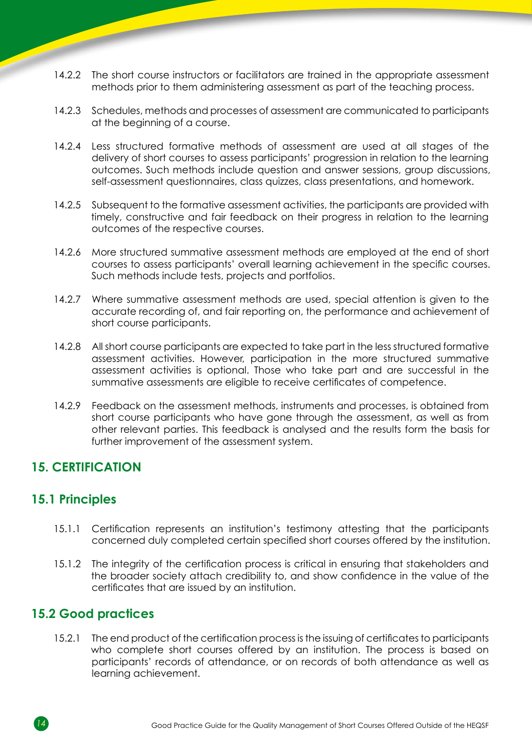14.2.2 The short course instructors or facilitators are trained in the appropriate assessment methods prior to them administering assessment as part of the teaching process.

14.2.3 Schedules, methods and processes of assessment are communicated to participants at the beginning of a course.

14.2.4 Less structured formative methods of assessment are used at all stages of the delivery of short courses to assess participants' progression in relation to the learning outcomes. Such methods include question and answer sessions, group discussions, self-assessment questionnaires, class quizzes, class presentations, and homework.

14.2.5 Subsequent to the formative assessment activities, the participants are provided with timely, constructive and fair feedback on their progress in relation to the learning outcomes of the respective courses.

14.2.6 More structured summative assessment methods are employed at the end of short courses to assess participants' overall learning achievement in the specific courses. Such methods include tests, projects and portfolios.

14.2.7 Where summative assessment methods are used, special attention is given to the accurate recording of, and fair reporting on, the performance and achievement of short course participants.

14.2.8 All short course participants are expected to take part in the less structured formative assessment activities. However, participation in the more structured summative assessment activities is optional. Those who take part and are successful in the summative assessments are eligible to receive certificates of competence.

14.2.9 Feedback on the assessment methods, instruments and processes, is obtained from short course participants who have gone through the assessment, as well as from other relevant parties. This feedback is analysed and the results form the basis for further improvement of the assessment system.

## 15. CERTIFICATION

### 15.1 Principles

15.1.1 Certification represents an institution's testimony attesting that the participants concerned duly completed certain specified short courses offered by the institution.

15.1.2 The integrity of the certification process is critical in ensuring that stakeholders and the broader society attach credibility to, and show confidence in the value of the certificates that are issued by an institution.

### 15.2 Good practices

15.2.1 The end product of the certification process is the issuing of certificates to participants who complete short courses offered by an institution. The process is based on participants' records of attendance, or on records of both attendance as well as learning achievement.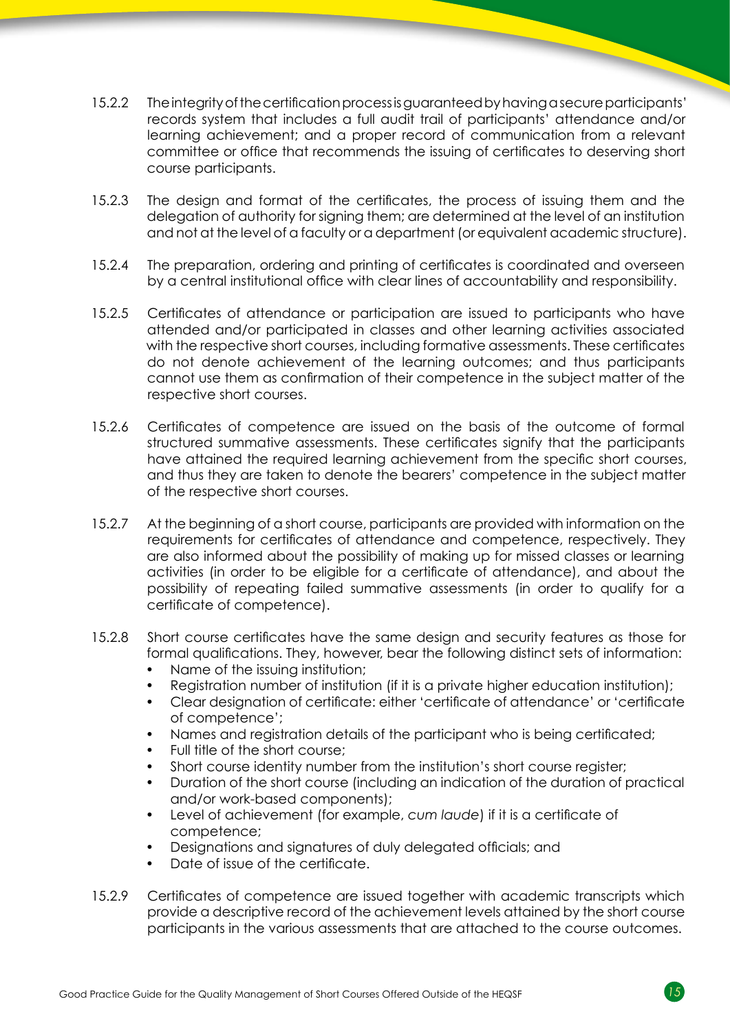15.2.2 The integrity of the certification process is guaranteed by having a secure participants' records system that includes a full audit trail of participants' attendance and/or learning achievement; and a proper record of communication from a relevant committee or office that recommends the issuing of certificates to deserving short course participants.

15.2.3 The design and format of the certificates, the process of issuing them and the delegation of authority for signing them; are determined at the level of an institution and not at the level of a faculty or a department (or equivalent academic structure).

15.2.4 The preparation, ordering and printing of certificates is coordinated and overseen by a central institutional office with clear lines of accountability and responsibility.

15.2.5 Certificates of attendance or participation are issued to participants who have attended and/or participated in classes and other learning activities associated with the respective short courses, including formative assessments. These certificates do not denote achievement of the learning outcomes; and thus participants cannot use them as confirmation of their competence in the subject matter of the respective short courses.

15.2.6 Certificates of competence are issued on the basis of the outcome of formal structured summative assessments. These certificates signify that the participants have attained the required learning achievement from the specific short courses, and thus they are taken to denote the bearers' competence in the subject matter of the respective short courses.

15.2.7 At the beginning of a short course, participants are provided with information on the requirements for certificates of attendance and competence, respectively. They are also informed about the possibility of making up for missed classes or learning activities (in order to be eligible for a certificate of attendance), and about the possibility of repeating failed summative assessments (in order to qualify for a certificate of competence).

15.2.8 Short course certificates have the same design and security features as those for formal qualifications. They, however, bear the following distinct sets of information:

- Name of the issuing institution;
- Registration number of institution (if it is a private higher education institution);
- Clear designation of certificate: either 'certificate of attendance' or 'certificate of competence';
- Names and registration details of the participant who is being certificated;
- Full title of the short course;
- Short course identity number from the institution's short course register;
- Duration of the short course (including an indication of the duration of practical and/or work-based components);
- Level of achievement (for example, *cum laude*) if it is a certificate of competence;
- Designations and signatures of duly delegated officials; and
- Date of issue of the certificate.

15.2.9 Certificates of competence are issued together with academic transcripts which provide a descriptive record of the achievement levels attained by the short course participants in the various assessments that are attached to the course outcomes.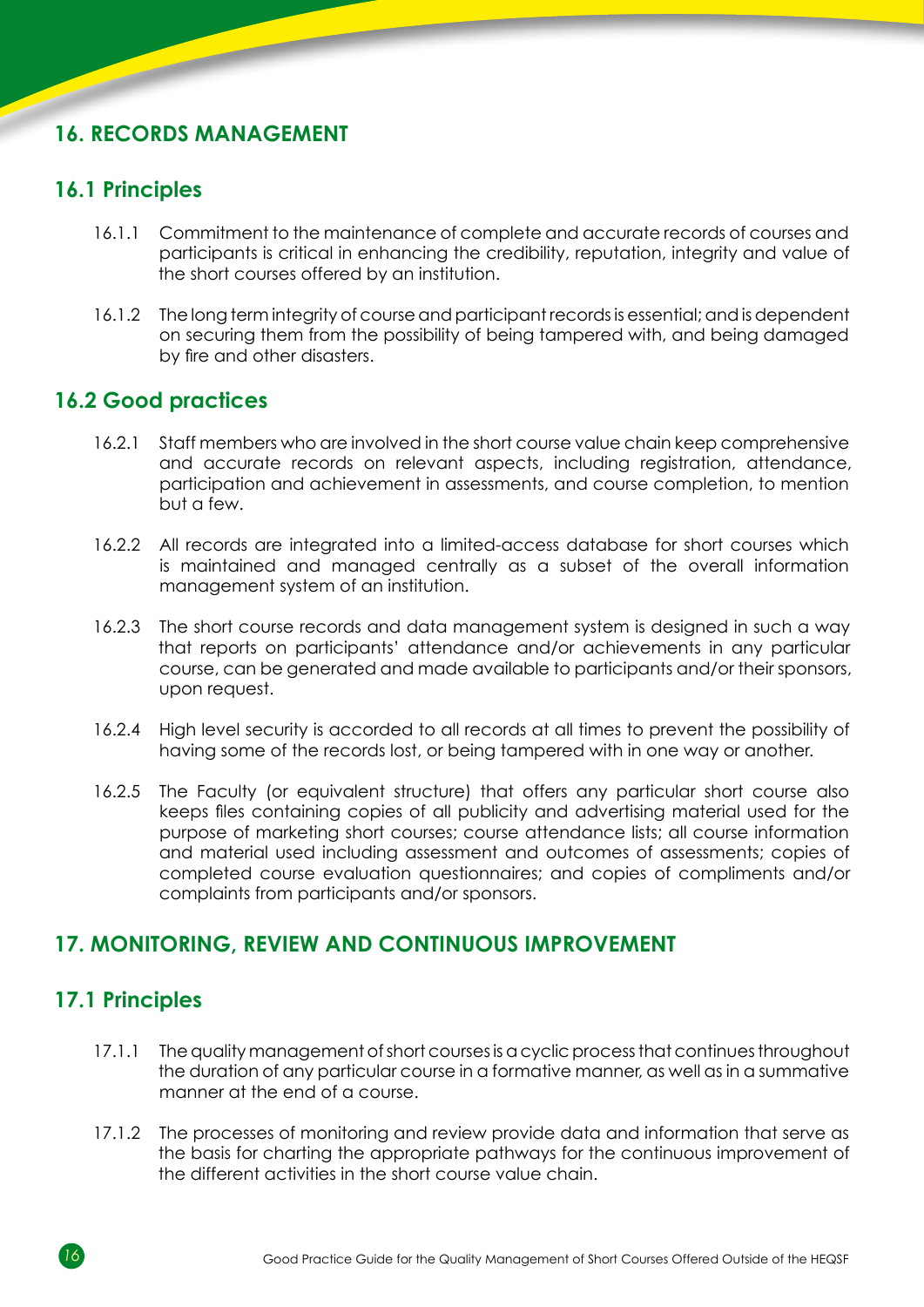## 16. RECORDS MANAGEMENT

### 16.1 Principles

16.1.1 Commitment to the maintenance of complete and accurate records of courses and participants is critical in enhancing the credibility, reputation, integrity and value of the short courses offered by an institution.

16.1.2 The long term integrity of course and participant records is essential; and is dependent on securing them from the possibility of being tampered with, and being damaged by fire and other disasters.

### 16.2 Good practices

16.2.1 Staff members who are involved in the short course value chain keep comprehensive and accurate records on relevant aspects, including registration, attendance, participation and achievement in assessments, and course completion, to mention but a few.

16.2.2 All records are integrated into a limited-access database for short courses which is maintained and managed centrally as a subset of the overall information management system of an institution.

16.2.3 The short course records and data management system is designed in such a way that reports on participants' attendance and/or achievements in any particular course, can be generated and made available to participants and/or their sponsors, upon request.

16.2.4 High level security is accorded to all records at all times to prevent the possibility of having some of the records lost, or being tampered with in one way or another.

16.2.5 The Faculty (or equivalent structure) that offers any particular short course also keeps files containing copies of all publicity and advertising material used for the purpose of marketing short courses; course attendance lists; all course information and material used including assessment and outcomes of assessments; copies of completed course evaluation questionnaires; and copies of compliments and/or complaints from participants and/or sponsors.

## 17. MONITORING, REVIEW AND CONTINUOUS IMPROVEMENT

### 17.1 Principles

17.1.1 The quality management of short courses is a cyclic process that continues throughout the duration of any particular course in a formative manner, as well as in a summative manner at the end of a course.

17.1.2 The processes of monitoring and review provide data and information that serve as the basis for charting the appropriate pathways for the continuous improvement of the different activities in the short course value chain.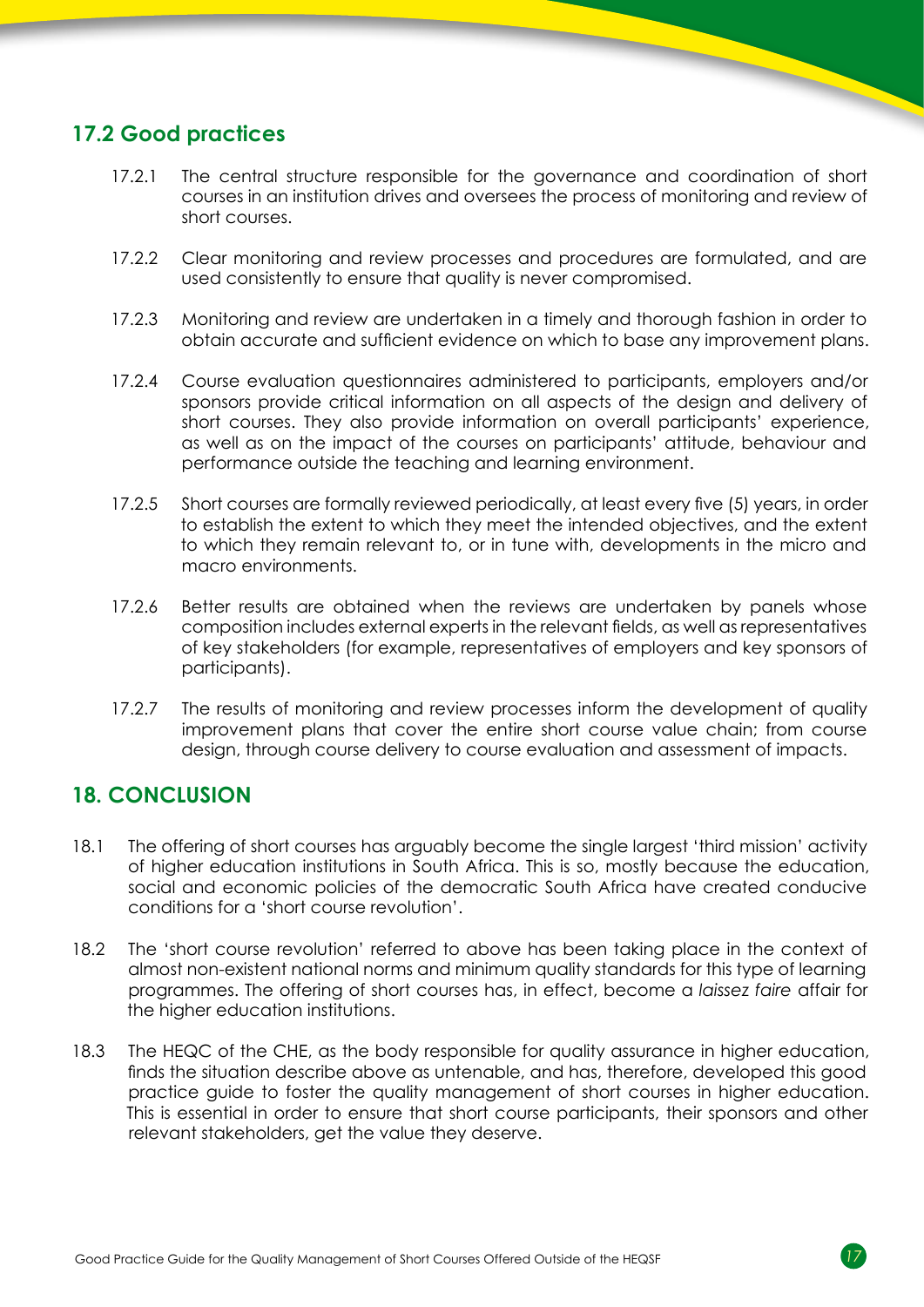## 17.2 Good practices

17.2.1 The central structure responsible for the governance and coordination of short courses in an institution drives and oversees the process of monitoring and review of short courses.

17.2.2 Clear monitoring and review processes and procedures are formulated, and are used consistently to ensure that quality is never compromised.

17.2.3 Monitoring and review are undertaken in a timely and thorough fashion in order to obtain accurate and sufficient evidence on which to base any improvement plans.

17.2.4 Course evaluation questionnaires administered to participants, employers and/or sponsors provide critical information on all aspects of the design and delivery of short courses. They also provide information on overall participants' experience, as well as on the impact of the courses on participants' attitude, behaviour and performance outside the teaching and learning environment.

17.2.5 Short courses are formally reviewed periodically, at least every five (5) years, in order to establish the extent to which they meet the intended objectives, and the extent to which they remain relevant to, or in tune with, developments in the micro and macro environments.

17.2.6 Better results are obtained when the reviews are undertaken by panels whose composition includes external experts in the relevant fields, as well as representatives of key stakeholders (for example, representatives of employers and key sponsors of participants).

17.2.7 The results of monitoring and review processes inform the development of quality improvement plans that cover the entire short course value chain; from course design, through course delivery to course evaluation and assessment of impacts.

## 18. CONCLUSION

18.1 The offering of short courses has arguably become the single largest 'third mission' activity of higher education institutions in South Africa. This is so, mostly because the education, social and economic policies of the democratic South Africa have created conducive conditions for a 'short course revolution'.

18.2 The 'short course revolution' referred to above has been taking place in the context of almost non-existent national norms and minimum quality standards for this type of learning programmes. The offering of short courses has, in effect, become a *laissez faire* affair for the higher education institutions.

18.3 The HEQC of the CHE, as the body responsible for quality assurance in higher education, finds the situation describe above as untenable, and has, therefore, developed this good practice guide to foster the quality management of short courses in higher education. This is essential in order to ensure that short course participants, their sponsors and other relevant stakeholders, get the value they deserve.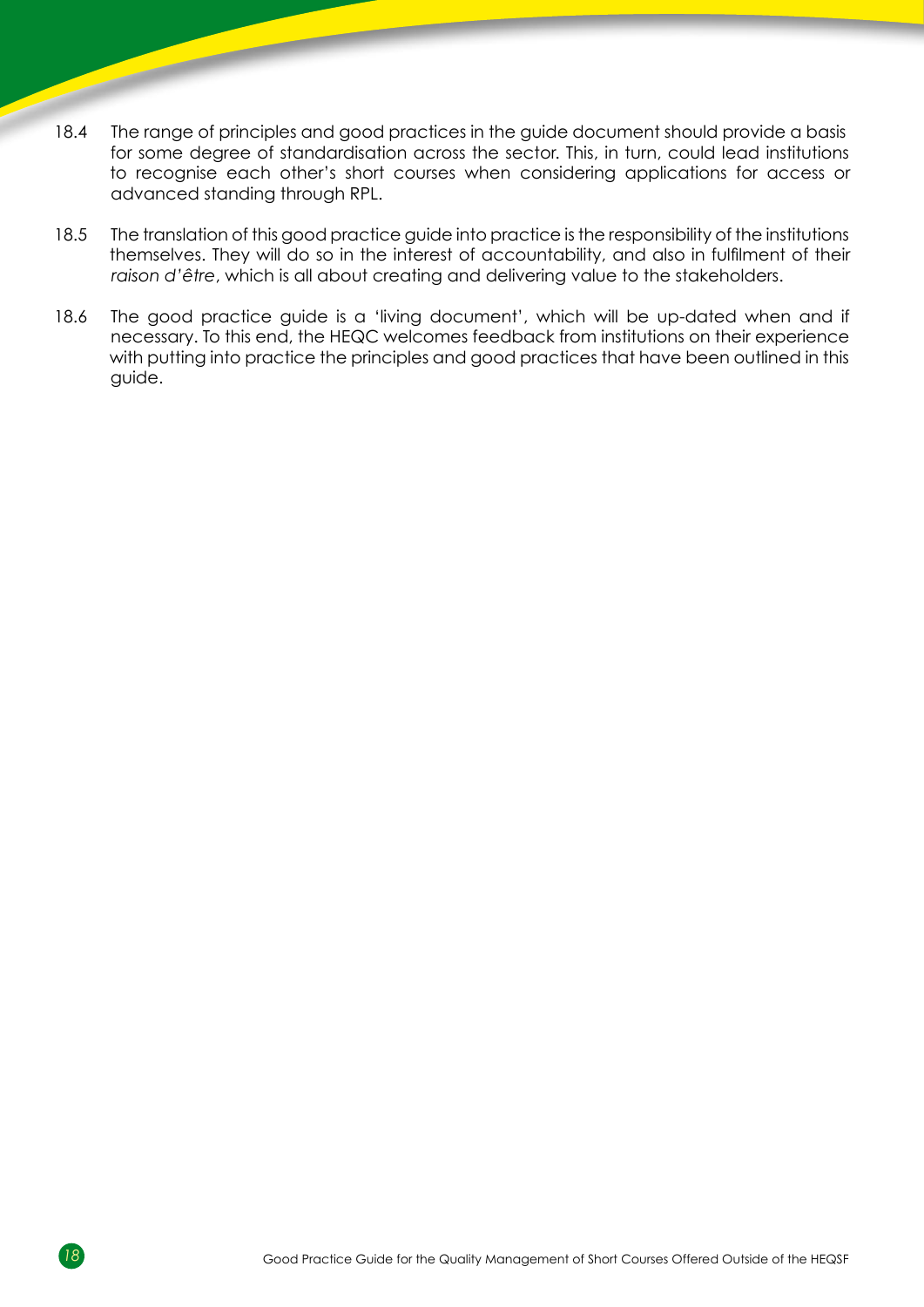18.4 The range of principles and good practices in the guide document should provide a basis for some degree of standardisation across the sector. This, in turn, could lead institutions to recognise each other's short courses when considering applications for access or advanced standing through RPL.

18.5 The translation of this good practice guide into practice is the responsibility of the institutions themselves. They will do so in the interest of accountability, and also in fulfilment of their *raison d'être*, which is all about creating and delivering value to the stakeholders.

18.6 The good practice guide is a 'living document', which will be up-dated when and if necessary. To this end, the HEQC welcomes feedback from institutions on their experience with putting into practice the principles and good practices that have been outlined in this guide.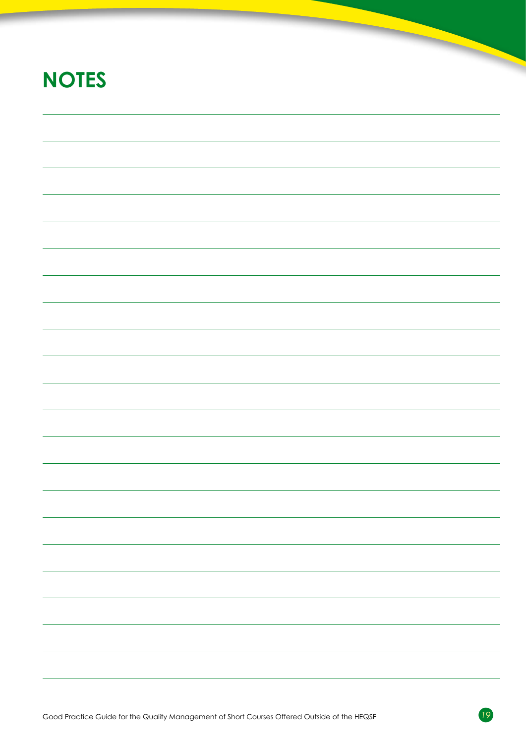# NOTES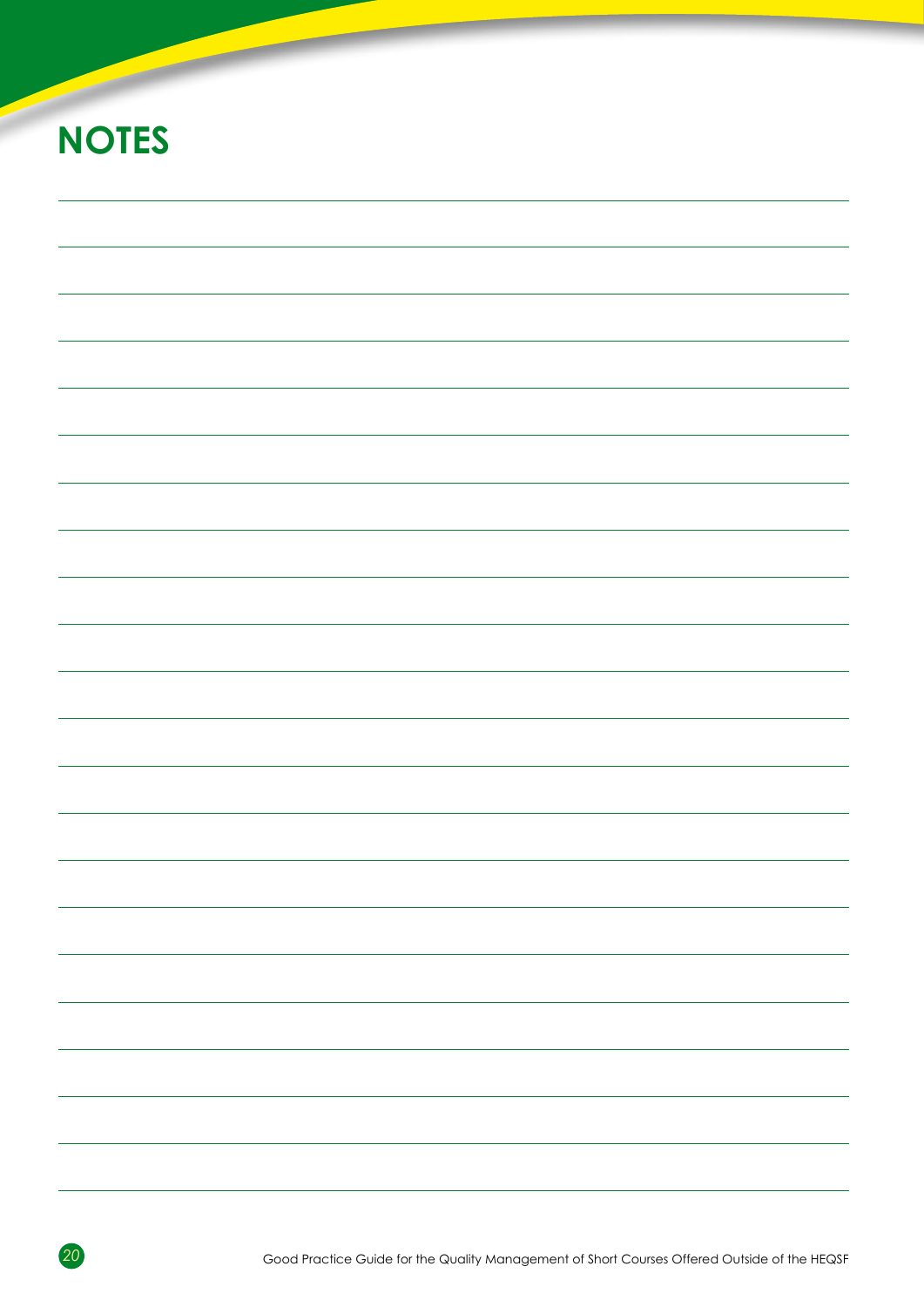# NOTES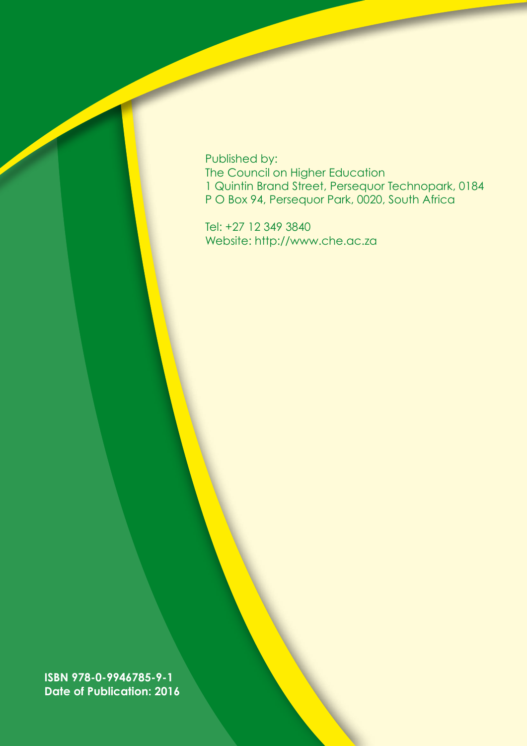Published by:
The Council on Higher Education
1 Quintin Brand Street, Persequor Technopark, 0184
P O Box 94, Persequor Park, 0020, South Africa

Tel: +27 12 349 3840
Website: http://www.che.ac.za

**ISBN 978-0-9946785-9-1**
**Date of Publication: 2016**